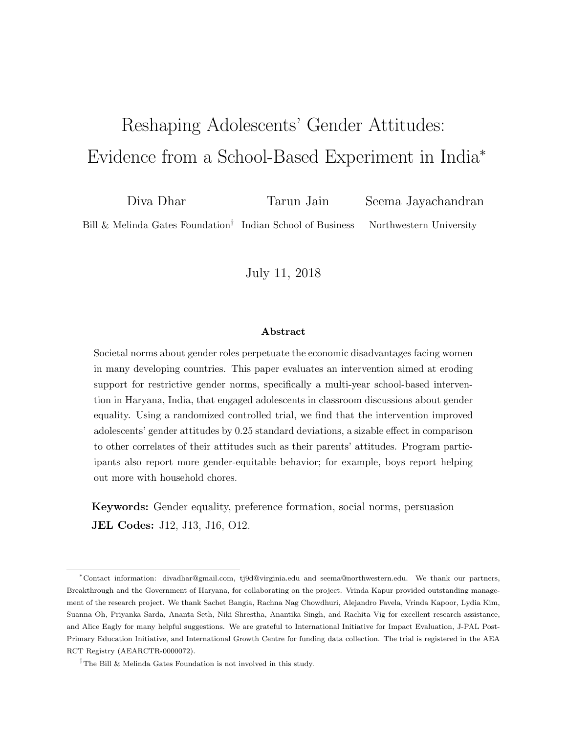# Reshaping Adolescents' Gender Attitudes: Evidence from a School-Based Experiment in India*

Diva Dhar — Bill & Melinda Gates Foundation†

Tarun Jain — Indian School of Business

Seema Jayachandran — Northwestern University

July 11, 2018

### Abstract

Societal norms about gender roles perpetuate the economic disadvantages facing women in many developing countries. This paper evaluates an intervention aimed at eroding support for restrictive gender norms, specifically a multi-year school-based intervention in Haryana, India, that engaged adolescents in classroom discussions about gender equality. Using a randomized controlled trial, we find that the intervention improved adolescents' gender attitudes by 0.25 standard deviations, a sizable effect in comparison to other correlates of their attitudes such as their parents' attitudes. Program participants also report more gender-equitable behavior; for example, boys report helping out more with household chores.

**Keywords:** Gender equality, preference formation, social norms, persuasion

**JEL Codes:** J12, J13, J16, O12.

---

*Contact information: divadhar@gmail.com, tj9d@virginia.edu and seema@northwestern.edu. We thank our partners, Breakthrough and the Government of Haryana, for collaborating on the project. Vrinda Kapur provided outstanding management of the research project. We thank Sachet Bangia, Rachna Nag Chowdhuri, Alejandro Favela, Vrinda Kapoor, Lydia Kim, Suanna Oh, Priyanka Sarda, Ananta Seth, Niki Shrestha, Anantika Singh, and Rachita Vig for excellent research assistance, and Alice Eagly for many helpful suggestions. We are grateful to International Initiative for Impact Evaluation, J-PAL Post-Primary Education Initiative, and International Growth Centre for funding data collection. The trial is registered in the AEA RCT Registry (AEARCTR-0000072).

†The Bill & Melinda Gates Foundation is not involved in this study.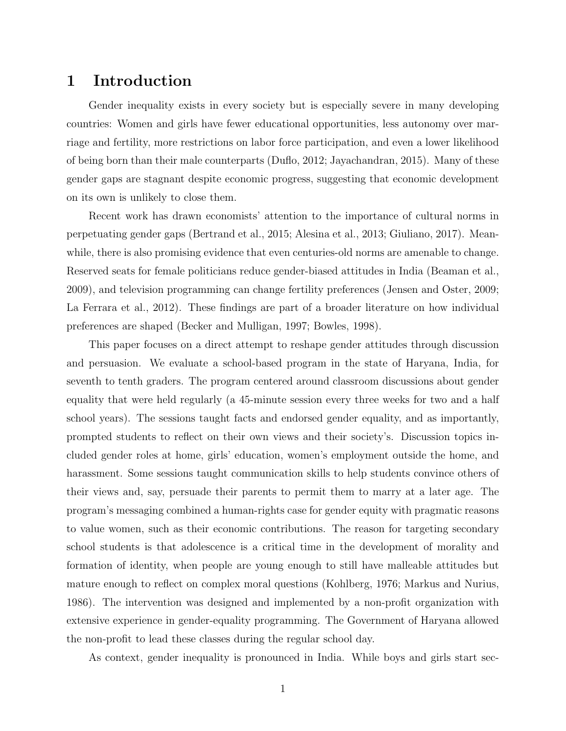# 1 Introduction

Gender inequality exists in every society but is especially severe in many developing countries: Women and girls have fewer educational opportunities, less autonomy over marriage and fertility, more restrictions on labor force participation, and even a lower likelihood of being born than their male counterparts (Duflo, 2012; Jayachandran, 2015). Many of these gender gaps are stagnant despite economic progress, suggesting that economic development on its own is unlikely to close them.

Recent work has drawn economists' attention to the importance of cultural norms in perpetuating gender gaps (Bertrand et al., 2015; Alesina et al., 2013; Giuliano, 2017). Meanwhile, there is also promising evidence that even centuries-old norms are amenable to change. Reserved seats for female politicians reduce gender-biased attitudes in India (Beaman et al., 2009), and television programming can change fertility preferences (Jensen and Oster, 2009; La Ferrara et al., 2012). These findings are part of a broader literature on how individual preferences are shaped (Becker and Mulligan, 1997; Bowles, 1998).

This paper focuses on a direct attempt to reshape gender attitudes through discussion and persuasion. We evaluate a school-based program in the state of Haryana, India, for seventh to tenth graders. The program centered around classroom discussions about gender equality that were held regularly (a 45-minute session every three weeks for two and a half school years). The sessions taught facts and endorsed gender equality, and as importantly, prompted students to reflect on their own views and their society's. Discussion topics included gender roles at home, girls' education, women's employment outside the home, and harassment. Some sessions taught communication skills to help students convince others of their views and, say, persuade their parents to permit them to marry at a later age. The program's messaging combined a human-rights case for gender equity with pragmatic reasons to value women, such as their economic contributions. The reason for targeting secondary school students is that adolescence is a critical time in the development of morality and formation of identity, when people are young enough to still have malleable attitudes but mature enough to reflect on complex moral questions (Kohlberg, 1976; Markus and Nurius, 1986). The intervention was designed and implemented by a non-profit organization with extensive experience in gender-equality programming. The Government of Haryana allowed the non-profit to lead these classes during the regular school day.

As context, gender inequality is pronounced in India. While boys and girls start sec-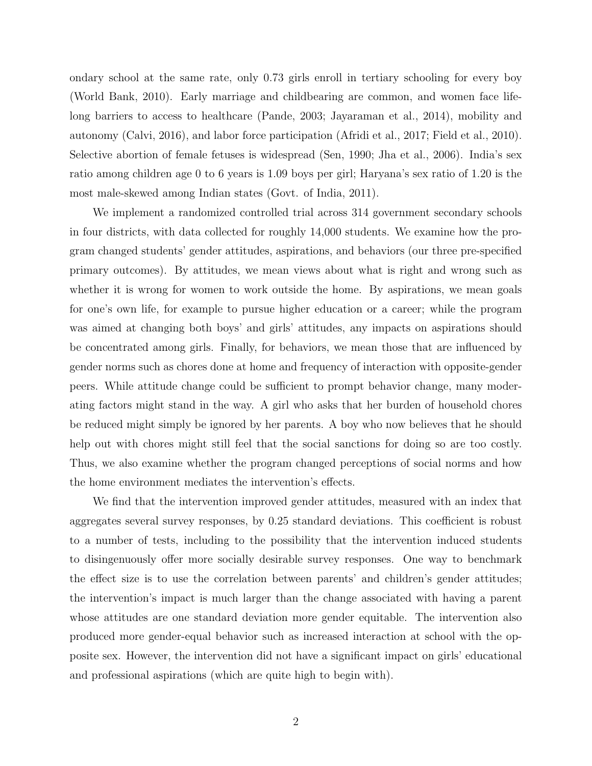ondary school at the same rate, only 0.73 girls enroll in tertiary schooling for every boy (World Bank, 2010). Early marriage and childbearing are common, and women face lifelong barriers to access to healthcare (Pande, 2003; Jayaraman et al., 2014), mobility and autonomy (Calvi, 2016), and labor force participation (Afridi et al., 2017; Field et al., 2010). Selective abortion of female fetuses is widespread (Sen, 1990; Jha et al., 2006). India's sex ratio among children age 0 to 6 years is 1.09 boys per girl; Haryana's sex ratio of 1.20 is the most male-skewed among Indian states (Govt. of India, 2011).

We implement a randomized controlled trial across 314 government secondary schools in four districts, with data collected for roughly 14,000 students. We examine how the program changed students' gender attitudes, aspirations, and behaviors (our three pre-specified primary outcomes). By attitudes, we mean views about what is right and wrong such as whether it is wrong for women to work outside the home. By aspirations, we mean goals for one's own life, for example to pursue higher education or a career; while the program was aimed at changing both boys' and girls' attitudes, any impacts on aspirations should be concentrated among girls. Finally, for behaviors, we mean those that are influenced by gender norms such as chores done at home and frequency of interaction with opposite-gender peers. While attitude change could be sufficient to prompt behavior change, many moderating factors might stand in the way. A girl who asks that her burden of household chores be reduced might simply be ignored by her parents. A boy who now believes that he should help out with chores might still feel that the social sanctions for doing so are too costly. Thus, we also examine whether the program changed perceptions of social norms and how the home environment mediates the intervention's effects.

We find that the intervention improved gender attitudes, measured with an index that aggregates several survey responses, by 0.25 standard deviations. This coefficient is robust to a number of tests, including to the possibility that the intervention induced students to disingenuously offer more socially desirable survey responses. One way to benchmark the effect size is to use the correlation between parents' and children's gender attitudes; the intervention's impact is much larger than the change associated with having a parent whose attitudes are one standard deviation more gender equitable. The intervention also produced more gender-equal behavior such as increased interaction at school with the opposite sex. However, the intervention did not have a significant impact on girls' educational and professional aspirations (which are quite high to begin with).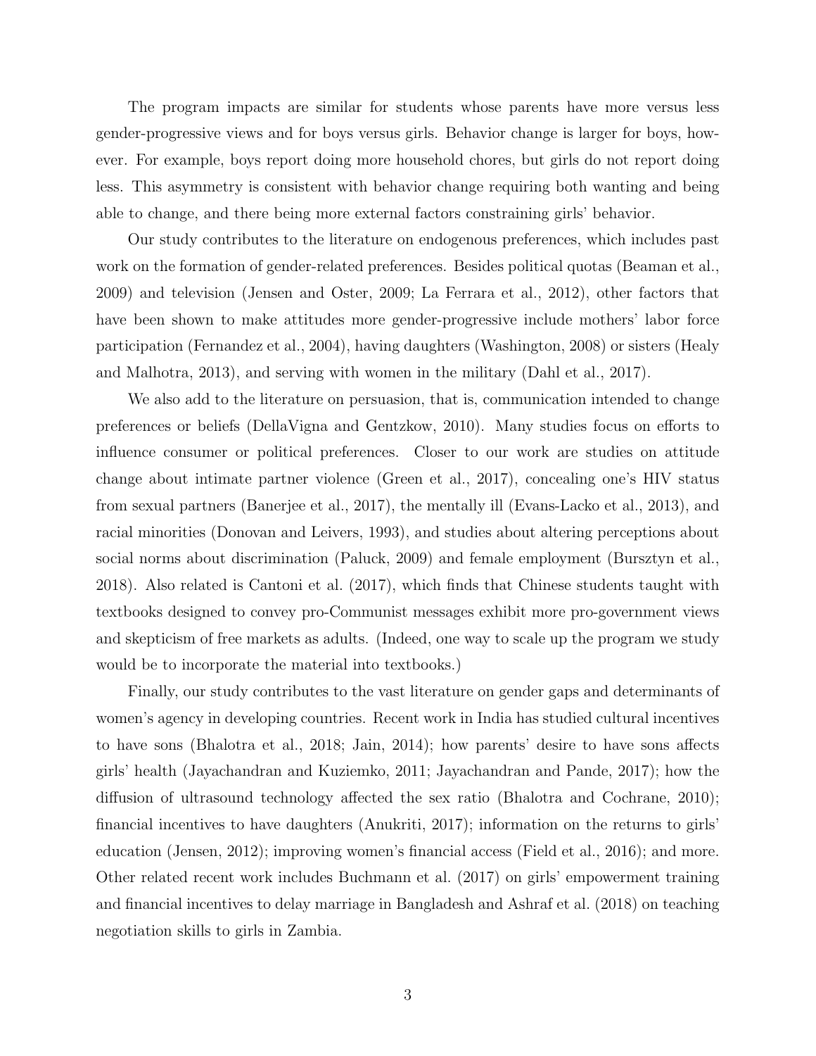The program impacts are similar for students whose parents have more versus less gender-progressive views and for boys versus girls. Behavior change is larger for boys, however. For example, boys report doing more household chores, but girls do not report doing less. This asymmetry is consistent with behavior change requiring both wanting and being able to change, and there being more external factors constraining girls' behavior.

Our study contributes to the literature on endogenous preferences, which includes past work on the formation of gender-related preferences. Besides political quotas (Beaman et al., 2009) and television (Jensen and Oster, 2009; La Ferrara et al., 2012), other factors that have been shown to make attitudes more gender-progressive include mothers' labor force participation (Fernandez et al., 2004), having daughters (Washington, 2008) or sisters (Healy and Malhotra, 2013), and serving with women in the military (Dahl et al., 2017).

We also add to the literature on persuasion, that is, communication intended to change preferences or beliefs (DellaVigna and Gentzkow, 2010). Many studies focus on efforts to influence consumer or political preferences. Closer to our work are studies on attitude change about intimate partner violence (Green et al., 2017), concealing one's HIV status from sexual partners (Banerjee et al., 2017), the mentally ill (Evans-Lacko et al., 2013), and racial minorities (Donovan and Leivers, 1993), and studies about altering perceptions about social norms about discrimination (Paluck, 2009) and female employment (Bursztyn et al., 2018). Also related is Cantoni et al. (2017), which finds that Chinese students taught with textbooks designed to convey pro-Communist messages exhibit more pro-government views and skepticism of free markets as adults. (Indeed, one way to scale up the program we study would be to incorporate the material into textbooks.)

Finally, our study contributes to the vast literature on gender gaps and determinants of women's agency in developing countries. Recent work in India has studied cultural incentives to have sons (Bhalotra et al., 2018; Jain, 2014); how parents' desire to have sons affects girls' health (Jayachandran and Kuziemko, 2011; Jayachandran and Pande, 2017); how the diffusion of ultrasound technology affected the sex ratio (Bhalotra and Cochrane, 2010); financial incentives to have daughters (Anukriti, 2017); information on the returns to girls' education (Jensen, 2012); improving women's financial access (Field et al., 2016); and more. Other related recent work includes Buchmann et al. (2017) on girls' empowerment training and financial incentives to delay marriage in Bangladesh and Ashraf et al. (2018) on teaching negotiation skills to girls in Zambia.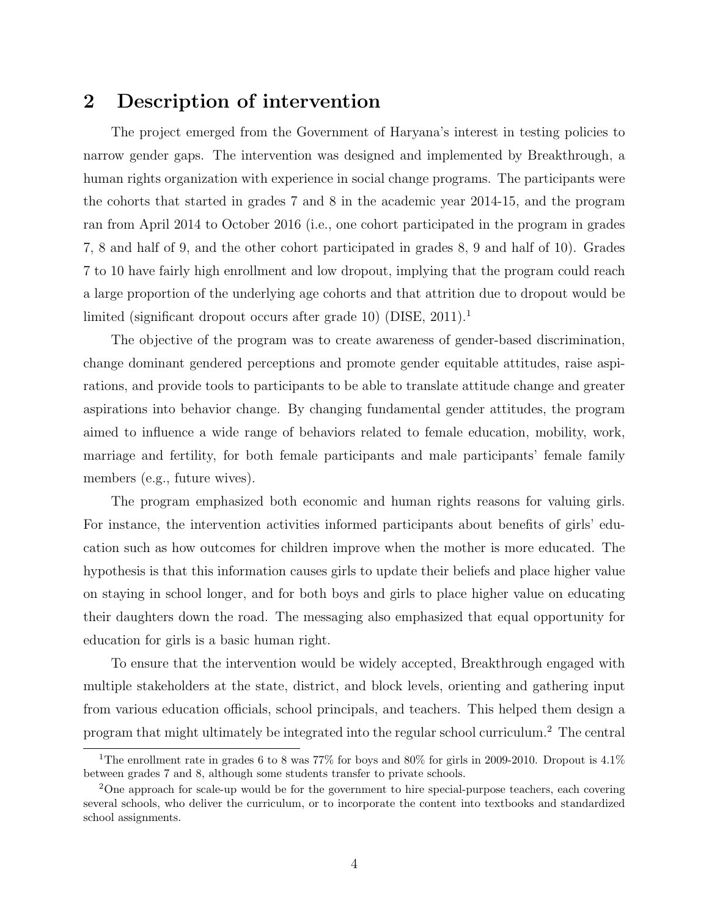## 2 Description of intervention

The project emerged from the Government of Haryana's interest in testing policies to narrow gender gaps. The intervention was designed and implemented by Breakthrough, a human rights organization with experience in social change programs. The participants were the cohorts that started in grades 7 and 8 in the academic year 2014-15, and the program ran from April 2014 to October 2016 (i.e., one cohort participated in the program in grades 7, 8 and half of 9, and the other cohort participated in grades 8, 9 and half of 10). Grades 7 to 10 have fairly high enrollment and low dropout, implying that the program could reach a large proportion of the underlying age cohorts and that attrition due to dropout would be limited (significant dropout occurs after grade 10) (DISE, 2011).[1]

The objective of the program was to create awareness of gender-based discrimination, change dominant gendered perceptions and promote gender equitable attitudes, raise aspirations, and provide tools to participants to be able to translate attitude change and greater aspirations into behavior change. By changing fundamental gender attitudes, the program aimed to influence a wide range of behaviors related to female education, mobility, work, marriage and fertility, for both female participants and male participants' female family members (e.g., future wives).

The program emphasized both economic and human rights reasons for valuing girls. For instance, the intervention activities informed participants about benefits of girls' education such as how outcomes for children improve when the mother is more educated. The hypothesis is that this information causes girls to update their beliefs and place higher value on staying in school longer, and for both boys and girls to place higher value on educating their daughters down the road. The messaging also emphasized that equal opportunity for education for girls is a basic human right.

To ensure that the intervention would be widely accepted, Breakthrough engaged with multiple stakeholders at the state, district, and block levels, orienting and gathering input from various education officials, school principals, and teachers. This helped them design a program that might ultimately be integrated into the regular school curriculum.[2] The central

---

[1] The enrollment rate in grades 6 to 8 was 77% for boys and 80% for girls in 2009-2010. Dropout is 4.1% between grades 7 and 8, although some students transfer to private schools.

[2] One approach for scale-up would be for the government to hire special-purpose teachers, each covering several schools, who deliver the curriculum, or to incorporate the content into textbooks and standardized school assignments.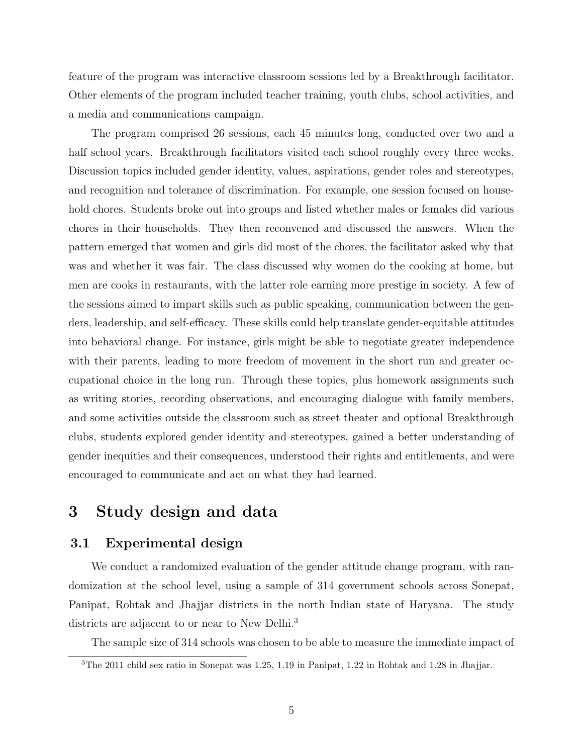feature of the program was interactive classroom sessions led by a Breakthrough facilitator. Other elements of the program included teacher training, youth clubs, school activities, and a media and communications campaign.

The program comprised 26 sessions, each 45 minutes long, conducted over two and a half school years. Breakthrough facilitators visited each school roughly every three weeks. Discussion topics included gender identity, values, aspirations, gender roles and stereotypes, and recognition and tolerance of discrimination. For example, one session focused on household chores. Students broke out into groups and listed whether males or females did various chores in their households. They then reconvened and discussed the answers. When the pattern emerged that women and girls did most of the chores, the facilitator asked why that was and whether it was fair. The class discussed why women do the cooking at home, but men are cooks in restaurants, with the latter role earning more prestige in society. A few of the sessions aimed to impart skills such as public speaking, communication between the genders, leadership, and self-efficacy. These skills could help translate gender-equitable attitudes into behavioral change. For instance, girls might be able to negotiate greater independence with their parents, leading to more freedom of movement in the short run and greater occupational choice in the long run. Through these topics, plus homework assignments such as writing stories, recording observations, and encouraging dialogue with family members, and some activities outside the classroom such as street theater and optional Breakthrough clubs, students explored gender identity and stereotypes, gained a better understanding of gender inequities and their consequences, understood their rights and entitlements, and were encouraged to communicate and act on what they had learned.

# 3 Study design and data

## 3.1 Experimental design

We conduct a randomized evaluation of the gender attitude change program, with randomization at the school level, using a sample of 314 government schools across Sonepat, Panipat, Rohtak and Jhajjar districts in the north Indian state of Haryana. The study districts are adjacent to or near to New Delhi.[3]

The sample size of 314 schools was chosen to be able to measure the immediate impact of

[3] The 2011 child sex ratio in Sonepat was 1.25, 1.19 in Panipat, 1.22 in Rohtak and 1.28 in Jhajjar.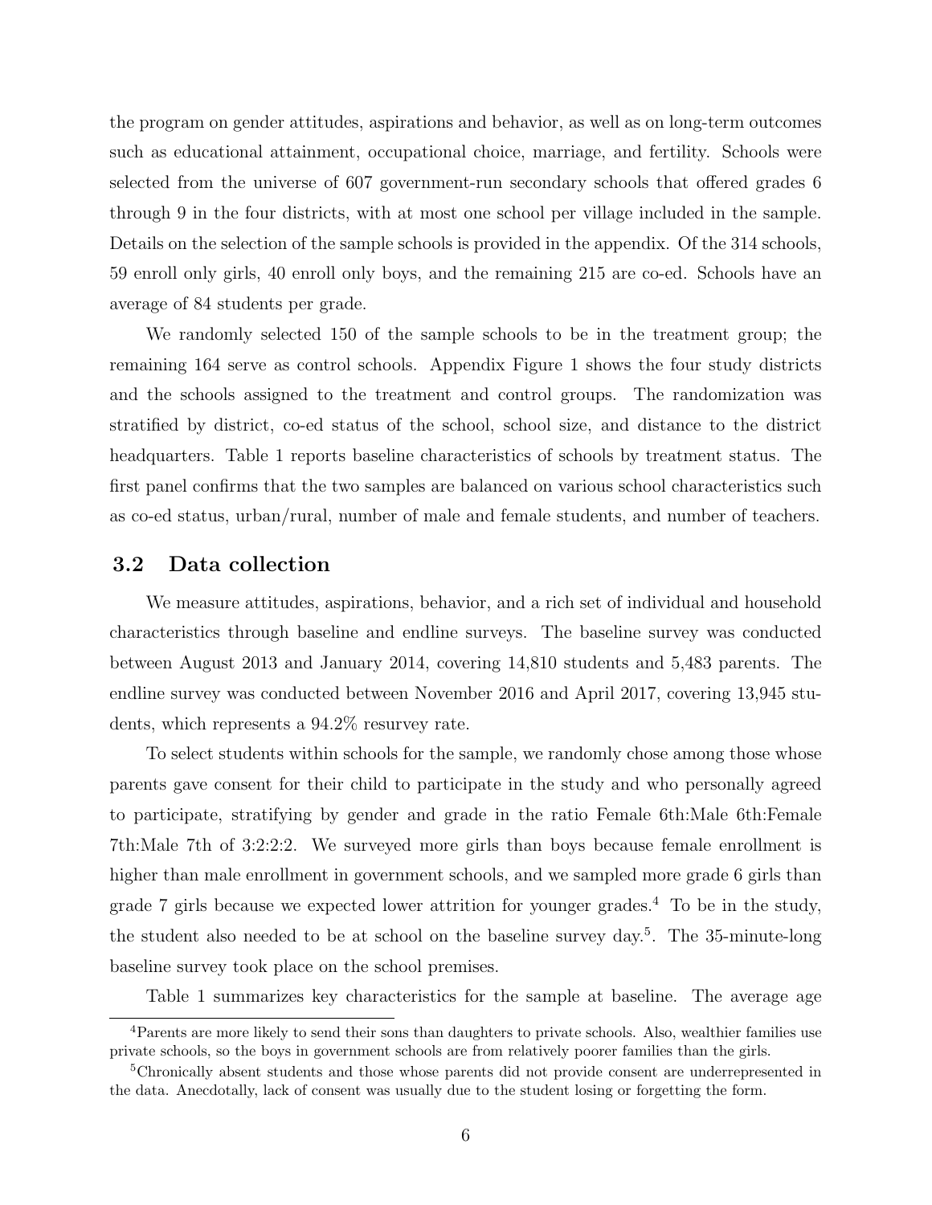the program on gender attitudes, aspirations and behavior, as well as on long-term outcomes such as educational attainment, occupational choice, marriage, and fertility. Schools were selected from the universe of 607 government-run secondary schools that offered grades 6 through 9 in the four districts, with at most one school per village included in the sample. Details on the selection of the sample schools is provided in the appendix. Of the 314 schools, 59 enroll only girls, 40 enroll only boys, and the remaining 215 are co-ed. Schools have an average of 84 students per grade.

We randomly selected 150 of the sample schools to be in the treatment group; the remaining 164 serve as control schools. Appendix Figure 1 shows the four study districts and the schools assigned to the treatment and control groups. The randomization was stratified by district, co-ed status of the school, school size, and distance to the district headquarters. Table 1 reports baseline characteristics of schools by treatment status. The first panel confirms that the two samples are balanced on various school characteristics such as co-ed status, urban/rural, number of male and female students, and number of teachers.

## 3.2 Data collection

We measure attitudes, aspirations, behavior, and a rich set of individual and household characteristics through baseline and endline surveys. The baseline survey was conducted between August 2013 and January 2014, covering 14,810 students and 5,483 parents. The endline survey was conducted between November 2016 and April 2017, covering 13,945 students, which represents a 94.2% resurvey rate.

To select students within schools for the sample, we randomly chose among those whose parents gave consent for their child to participate in the study and who personally agreed to participate, stratifying by gender and grade in the ratio Female 6th:Male 6th:Female 7th:Male 7th of 3:2:2:2. We surveyed more girls than boys because female enrollment is higher than male enrollment in government schools, and we sampled more grade 6 girls than grade 7 girls because we expected lower attrition for younger grades.[4] To be in the study, the student also needed to be at school on the baseline survey day.[5]. The 35-minute-long baseline survey took place on the school premises.

Table 1 summarizes key characteristics for the sample at baseline. The average age

[4]Parents are more likely to send their sons than daughters to private schools. Also, wealthier families use private schools, so the boys in government schools are from relatively poorer families than the girls.

[5]Chronically absent students and those whose parents did not provide consent are underrepresented in the data. Anecdotally, lack of consent was usually due to the student losing or forgetting the form.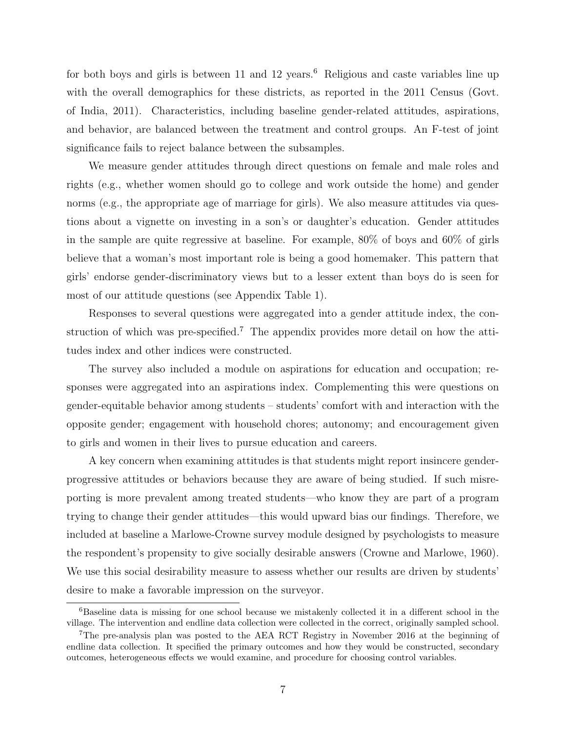for both boys and girls is between 11 and 12 years.[6] Religious and caste variables line up with the overall demographics for these districts, as reported in the 2011 Census (Govt. of India, 2011). Characteristics, including baseline gender-related attitudes, aspirations, and behavior, are balanced between the treatment and control groups. An F-test of joint significance fails to reject balance between the subsamples.

We measure gender attitudes through direct questions on female and male roles and rights (e.g., whether women should go to college and work outside the home) and gender norms (e.g., the appropriate age of marriage for girls). We also measure attitudes via questions about a vignette on investing in a son's or daughter's education. Gender attitudes in the sample are quite regressive at baseline. For example, 80% of boys and 60% of girls believe that a woman's most important role is being a good homemaker. This pattern that girls' endorse gender-discriminatory views but to a lesser extent than boys do is seen for most of our attitude questions (see Appendix Table 1).

Responses to several questions were aggregated into a gender attitude index, the construction of which was pre-specified.[7] The appendix provides more detail on how the attitudes index and other indices were constructed.

The survey also included a module on aspirations for education and occupation; responses were aggregated into an aspirations index. Complementing this were questions on gender-equitable behavior among students – students' comfort with and interaction with the opposite gender; engagement with household chores; autonomy; and encouragement given to girls and women in their lives to pursue education and careers.

A key concern when examining attitudes is that students might report insincere gender-progressive attitudes or behaviors because they are aware of being studied. If such misreporting is more prevalent among treated students—who know they are part of a program trying to change their gender attitudes—this would upward bias our findings. Therefore, we included at baseline a Marlowe-Crowne survey module designed by psychologists to measure the respondent's propensity to give socially desirable answers (Crowne and Marlowe, 1960). We use this social desirability measure to assess whether our results are driven by students' desire to make a favorable impression on the surveyor.

[6] Baseline data is missing for one school because we mistakenly collected it in a different school in the village. The intervention and endline data collection were collected in the correct, originally sampled school.

[7] The pre-analysis plan was posted to the AEA RCT Registry in November 2016 at the beginning of endline data collection. It specified the primary outcomes and how they would be constructed, secondary outcomes, heterogeneous effects we would examine, and procedure for choosing control variables.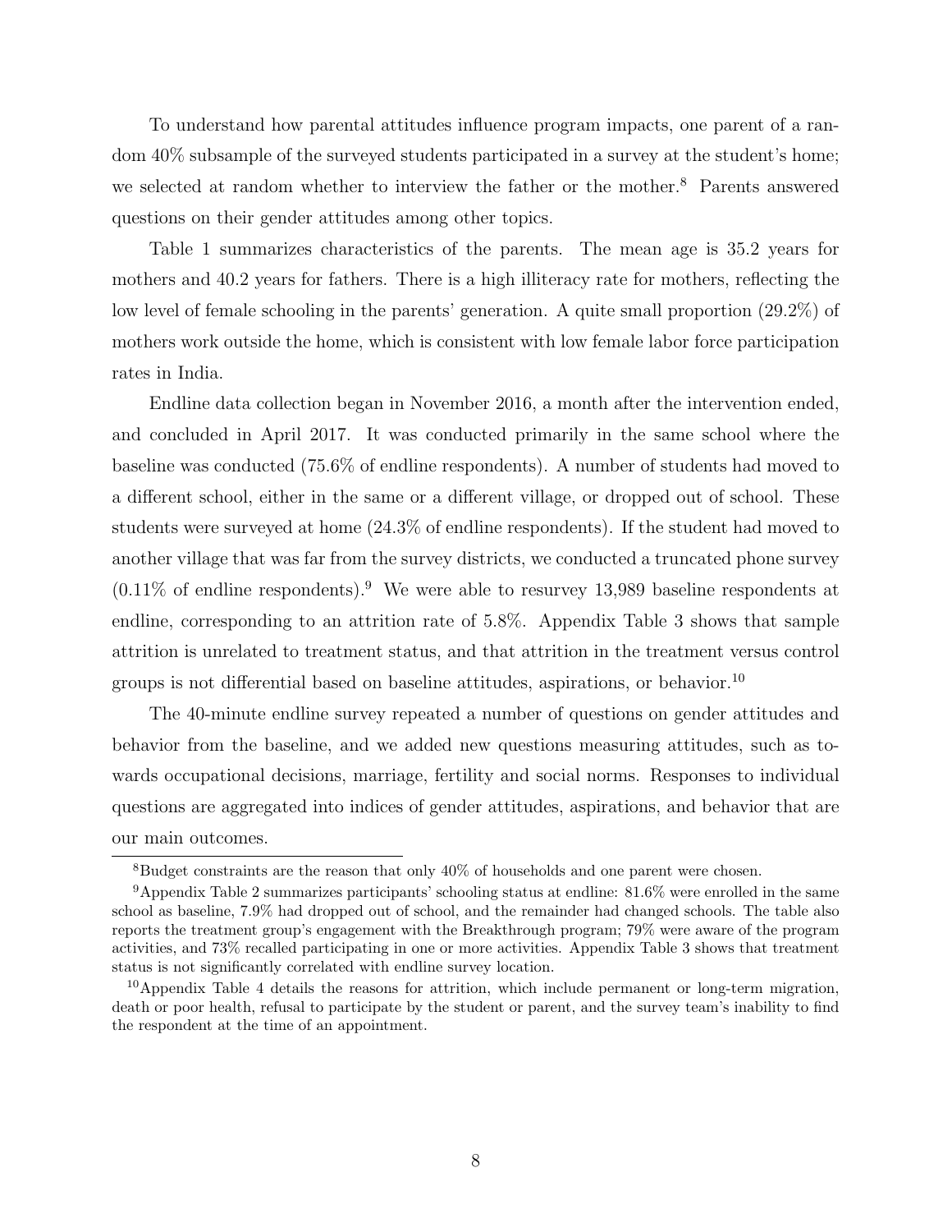To understand how parental attitudes influence program impacts, one parent of a random 40% subsample of the surveyed students participated in a survey at the student's home; we selected at random whether to interview the father or the mother.[8] Parents answered questions on their gender attitudes among other topics.

Table 1 summarizes characteristics of the parents. The mean age is 35.2 years for mothers and 40.2 years for fathers. There is a high illiteracy rate for mothers, reflecting the low level of female schooling in the parents' generation. A quite small proportion (29.2%) of mothers work outside the home, which is consistent with low female labor force participation rates in India.

Endline data collection began in November 2016, a month after the intervention ended, and concluded in April 2017. It was conducted primarily in the same school where the baseline was conducted (75.6% of endline respondents). A number of students had moved to a different school, either in the same or a different village, or dropped out of school. These students were surveyed at home (24.3% of endline respondents). If the student had moved to another village that was far from the survey districts, we conducted a truncated phone survey (0.11% of endline respondents).[9] We were able to resurvey 13,989 baseline respondents at endline, corresponding to an attrition rate of 5.8%. Appendix Table 3 shows that sample attrition is unrelated to treatment status, and that attrition in the treatment versus control groups is not differential based on baseline attitudes, aspirations, or behavior.[10]

The 40-minute endline survey repeated a number of questions on gender attitudes and behavior from the baseline, and we added new questions measuring attitudes, such as towards occupational decisions, marriage, fertility and social norms. Responses to individual questions are aggregated into indices of gender attitudes, aspirations, and behavior that are our main outcomes.

[8] Budget constraints are the reason that only 40% of households and one parent were chosen.

[9] Appendix Table 2 summarizes participants' schooling status at endline: 81.6% were enrolled in the same school as baseline, 7.9% had dropped out of school, and the remainder had changed schools. The table also reports the treatment group's engagement with the Breakthrough program; 79% were aware of the program activities, and 73% recalled participating in one or more activities. Appendix Table 3 shows that treatment status is not significantly correlated with endline survey location.

[10] Appendix Table 4 details the reasons for attrition, which include permanent or long-term migration, death or poor health, refusal to participate by the student or parent, and the survey team's inability to find the respondent at the time of an appointment.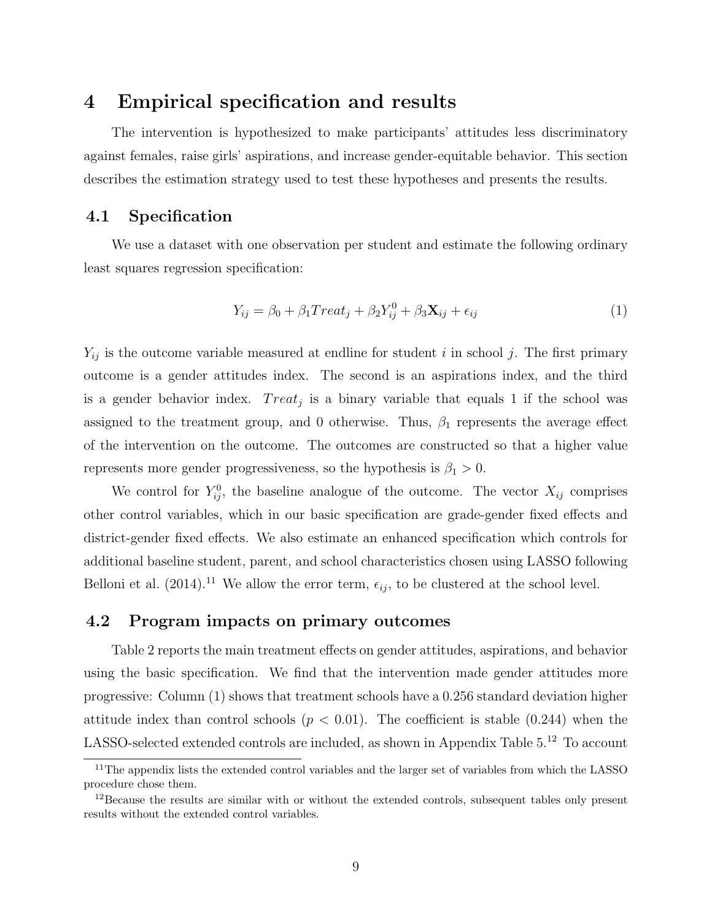## 4 Empirical specification and results

The intervention is hypothesized to make participants' attitudes less discriminatory against females, raise girls' aspirations, and increase gender-equitable behavior. This section describes the estimation strategy used to test these hypotheses and presents the results.

### 4.1 Specification

We use a dataset with one observation per student and estimate the following ordinary least squares regression specification:

$$Y_{ij} = \beta_0 + \beta_1 Treat_j + \beta_2 Y_{ij}^0 + \beta_3 \mathbf{X}_{ij} + \epsilon_{ij} \tag{1}$$

$Y_{ij}$ is the outcome variable measured at endline for student $i$ in school $j$. The first primary outcome is a gender attitudes index. The second is an aspirations index, and the third is a gender behavior index. $Treat_j$ is a binary variable that equals 1 if the school was assigned to the treatment group, and 0 otherwise. Thus, $\beta_1$ represents the average effect of the intervention on the outcome. The outcomes are constructed so that a higher value represents more gender progressiveness, so the hypothesis is $\beta_1 > 0$.

We control for $Y_{ij}^0$, the baseline analogue of the outcome. The vector $X_{ij}$ comprises other control variables, which in our basic specification are grade-gender fixed effects and district-gender fixed effects. We also estimate an enhanced specification which controls for additional baseline student, parent, and school characteristics chosen using LASSO following Belloni et al. (2014).[11] We allow the error term, $\epsilon_{ij}$, to be clustered at the school level.

### 4.2 Program impacts on primary outcomes

Table 2 reports the main treatment effects on gender attitudes, aspirations, and behavior using the basic specification. We find that the intervention made gender attitudes more progressive: Column (1) shows that treatment schools have a 0.256 standard deviation higher attitude index than control schools ($p < 0.01$). The coefficient is stable (0.244) when the LASSO-selected extended controls are included, as shown in Appendix Table 5.[12] To account

[11] The appendix lists the extended control variables and the larger set of variables from which the LASSO procedure chose them.

[12] Because the results are similar with or without the extended controls, subsequent tables only present results without the extended control variables.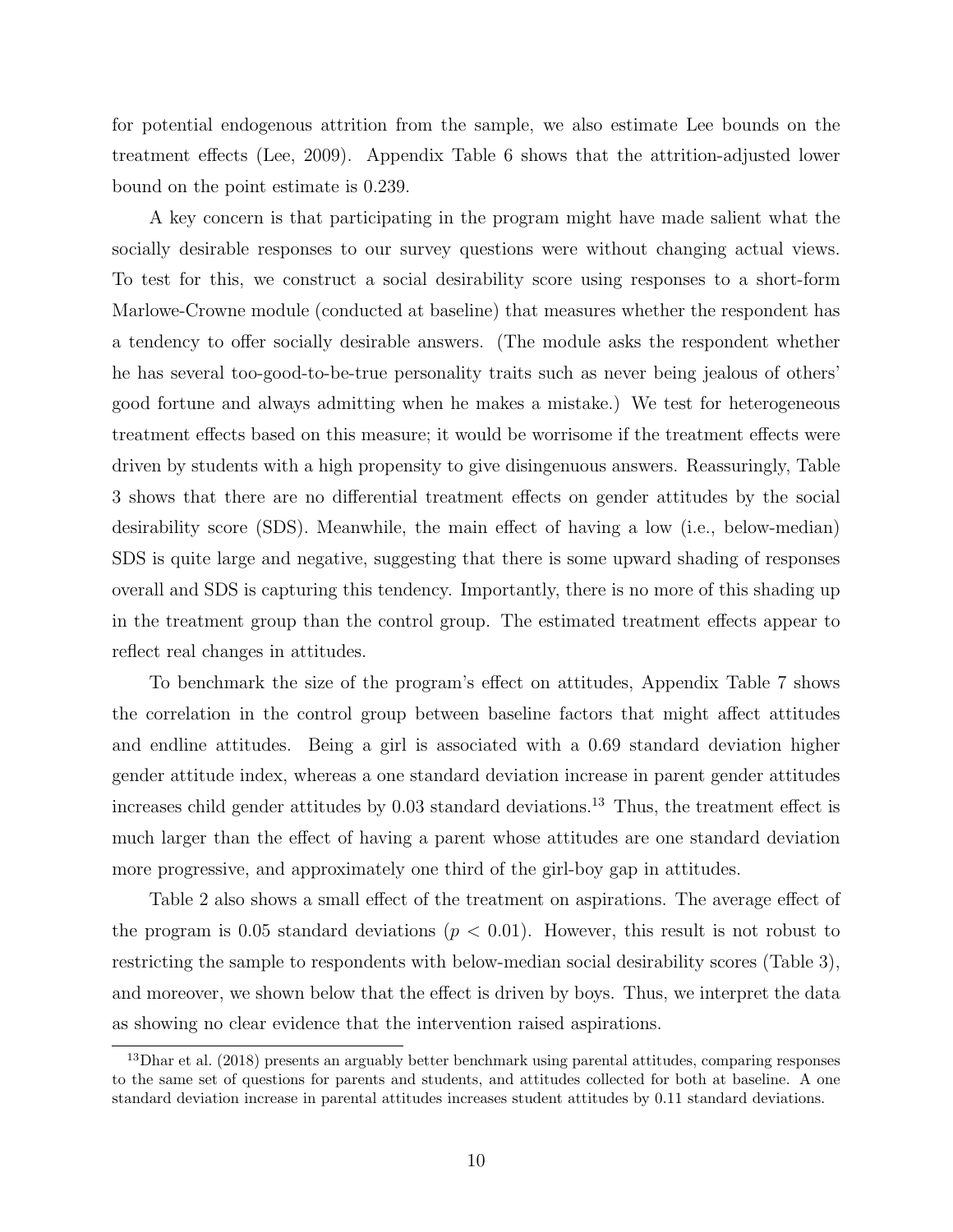for potential endogenous attrition from the sample, we also estimate Lee bounds on the treatment effects (Lee, 2009). Appendix Table 6 shows that the attrition-adjusted lower bound on the point estimate is 0.239.

A key concern is that participating in the program might have made salient what the socially desirable responses to our survey questions were without changing actual views. To test for this, we construct a social desirability score using responses to a short-form Marlowe-Crowne module (conducted at baseline) that measures whether the respondent has a tendency to offer socially desirable answers. (The module asks the respondent whether he has several too-good-to-be-true personality traits such as never being jealous of others' good fortune and always admitting when he makes a mistake.) We test for heterogeneous treatment effects based on this measure; it would be worrisome if the treatment effects were driven by students with a high propensity to give disingenuous answers. Reassuringly, Table 3 shows that there are no differential treatment effects on gender attitudes by the social desirability score (SDS). Meanwhile, the main effect of having a low (i.e., below-median) SDS is quite large and negative, suggesting that there is some upward shading of responses overall and SDS is capturing this tendency. Importantly, there is no more of this shading up in the treatment group than the control group. The estimated treatment effects appear to reflect real changes in attitudes.

To benchmark the size of the program's effect on attitudes, Appendix Table 7 shows the correlation in the control group between baseline factors that might affect attitudes and endline attitudes. Being a girl is associated with a 0.69 standard deviation higher gender attitude index, whereas a one standard deviation increase in parent gender attitudes increases child gender attitudes by 0.03 standard deviations.[13] Thus, the treatment effect is much larger than the effect of having a parent whose attitudes are one standard deviation more progressive, and approximately one third of the girl-boy gap in attitudes.

Table 2 also shows a small effect of the treatment on aspirations. The average effect of the program is 0.05 standard deviations ($p < 0.01$). However, this result is not robust to restricting the sample to respondents with below-median social desirability scores (Table 3), and moreover, we shown below that the effect is driven by boys. Thus, we interpret the data as showing no clear evidence that the intervention raised aspirations.

[13] Dhar et al. (2018) presents an arguably better benchmark using parental attitudes, comparing responses to the same set of questions for parents and students, and attitudes collected for both at baseline. A one standard deviation increase in parental attitudes increases student attitudes by 0.11 standard deviations.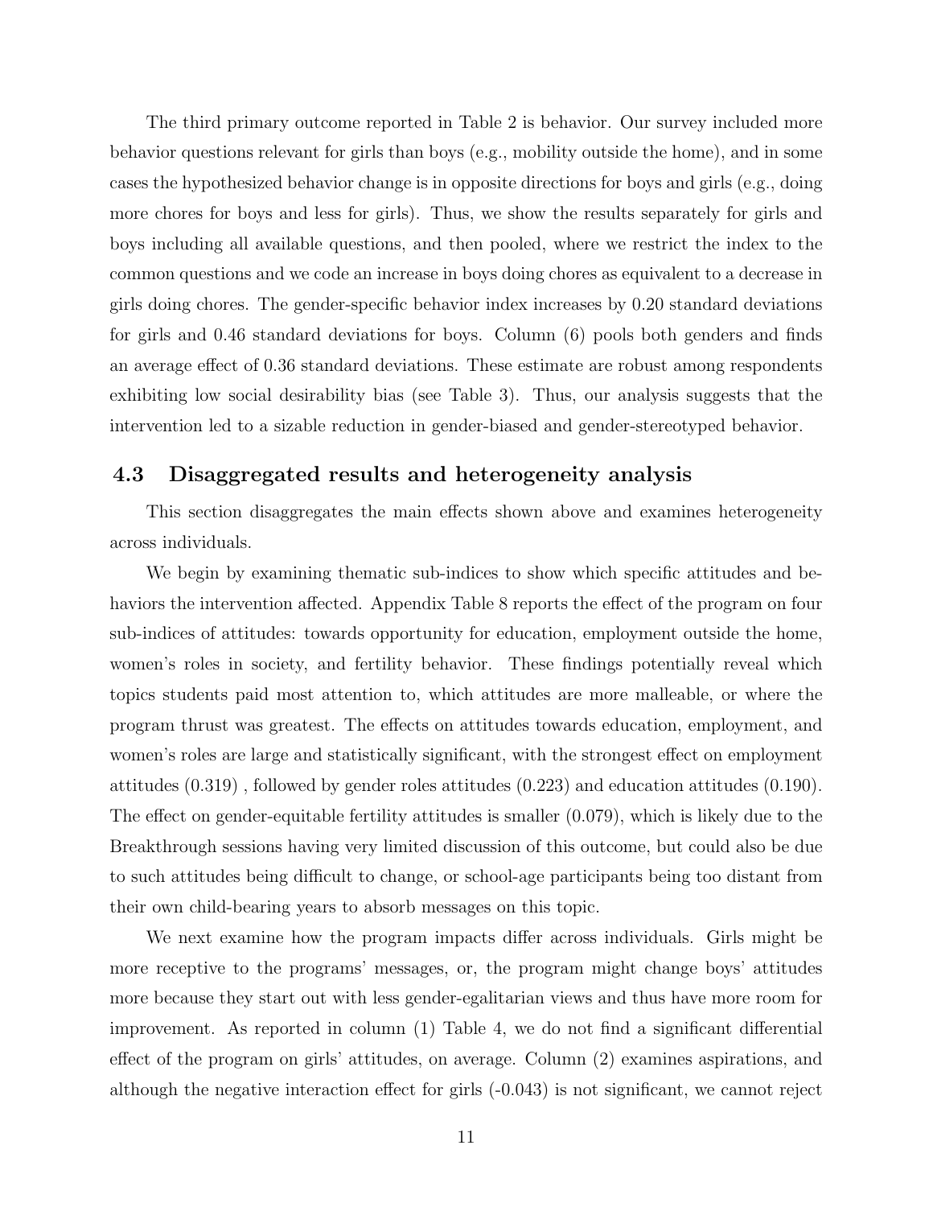The third primary outcome reported in Table 2 is behavior. Our survey included more behavior questions relevant for girls than boys (e.g., mobility outside the home), and in some cases the hypothesized behavior change is in opposite directions for boys and girls (e.g., doing more chores for boys and less for girls). Thus, we show the results separately for girls and boys including all available questions, and then pooled, where we restrict the index to the common questions and we code an increase in boys doing chores as equivalent to a decrease in girls doing chores. The gender-specific behavior index increases by 0.20 standard deviations for girls and 0.46 standard deviations for boys. Column (6) pools both genders and finds an average effect of 0.36 standard deviations. These estimate are robust among respondents exhibiting low social desirability bias (see Table 3). Thus, our analysis suggests that the intervention led to a sizable reduction in gender-biased and gender-stereotyped behavior.

## 4.3 Disaggregated results and heterogeneity analysis

This section disaggregates the main effects shown above and examines heterogeneity across individuals.

We begin by examining thematic sub-indices to show which specific attitudes and behaviors the intervention affected. Appendix Table 8 reports the effect of the program on four sub-indices of attitudes: towards opportunity for education, employment outside the home, women's roles in society, and fertility behavior. These findings potentially reveal which topics students paid most attention to, which attitudes are more malleable, or where the program thrust was greatest. The effects on attitudes towards education, employment, and women's roles are large and statistically significant, with the strongest effect on employment attitudes (0.319) , followed by gender roles attitudes (0.223) and education attitudes (0.190). The effect on gender-equitable fertility attitudes is smaller (0.079), which is likely due to the Breakthrough sessions having very limited discussion of this outcome, but could also be due to such attitudes being difficult to change, or school-age participants being too distant from their own child-bearing years to absorb messages on this topic.

We next examine how the program impacts differ across individuals. Girls might be more receptive to the programs' messages, or, the program might change boys' attitudes more because they start out with less gender-egalitarian views and thus have more room for improvement. As reported in column (1) Table 4, we do not find a significant differential effect of the program on girls' attitudes, on average. Column (2) examines aspirations, and although the negative interaction effect for girls (-0.043) is not significant, we cannot reject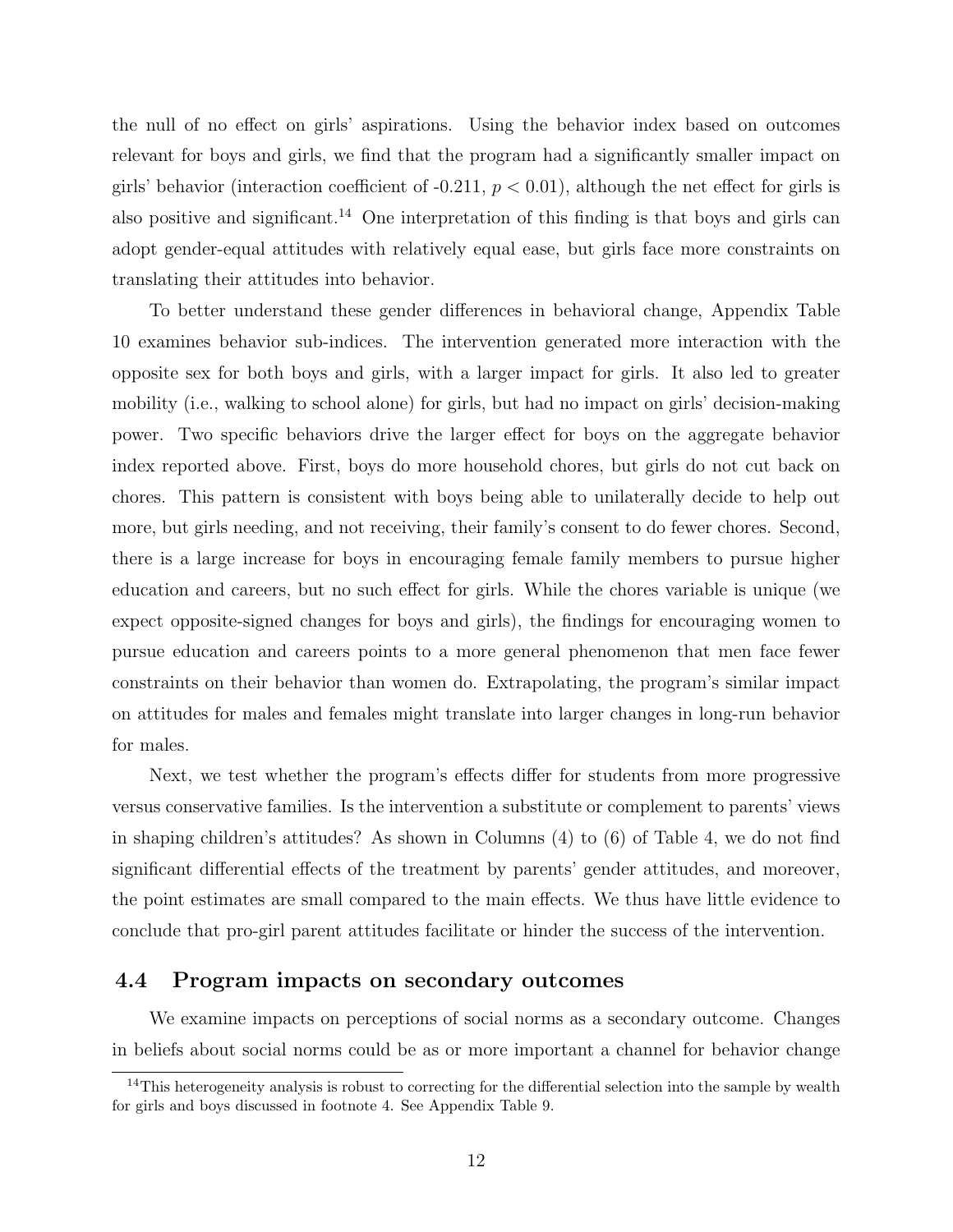the null of no effect on girls' aspirations. Using the behavior index based on outcomes relevant for boys and girls, we find that the program had a significantly smaller impact on girls' behavior (interaction coefficient of -0.211, $p < 0.01$), although the net effect for girls is also positive and significant.[14] One interpretation of this finding is that boys and girls can adopt gender-equal attitudes with relatively equal ease, but girls face more constraints on translating their attitudes into behavior.

To better understand these gender differences in behavioral change, Appendix Table 10 examines behavior sub-indices. The intervention generated more interaction with the opposite sex for both boys and girls, with a larger impact for girls. It also led to greater mobility (i.e., walking to school alone) for girls, but had no impact on girls' decision-making power. Two specific behaviors drive the larger effect for boys on the aggregate behavior index reported above. First, boys do more household chores, but girls do not cut back on chores. This pattern is consistent with boys being able to unilaterally decide to help out more, but girls needing, and not receiving, their family's consent to do fewer chores. Second, there is a large increase for boys in encouraging female family members to pursue higher education and careers, but no such effect for girls. While the chores variable is unique (we expect opposite-signed changes for boys and girls), the findings for encouraging women to pursue education and careers points to a more general phenomenon that men face fewer constraints on their behavior than women do. Extrapolating, the program's similar impact on attitudes for males and females might translate into larger changes in long-run behavior for males.

Next, we test whether the program's effects differ for students from more progressive versus conservative families. Is the intervention a substitute or complement to parents' views in shaping children's attitudes? As shown in Columns (4) to (6) of Table 4, we do not find significant differential effects of the treatment by parents' gender attitudes, and moreover, the point estimates are small compared to the main effects. We thus have little evidence to conclude that pro-girl parent attitudes facilitate or hinder the success of the intervention.

## 4.4 Program impacts on secondary outcomes

We examine impacts on perceptions of social norms as a secondary outcome. Changes in beliefs about social norms could be as or more important a channel for behavior change

[14] This heterogeneity analysis is robust to correcting for the differential selection into the sample by wealth for girls and boys discussed in footnote 4. See Appendix Table 9.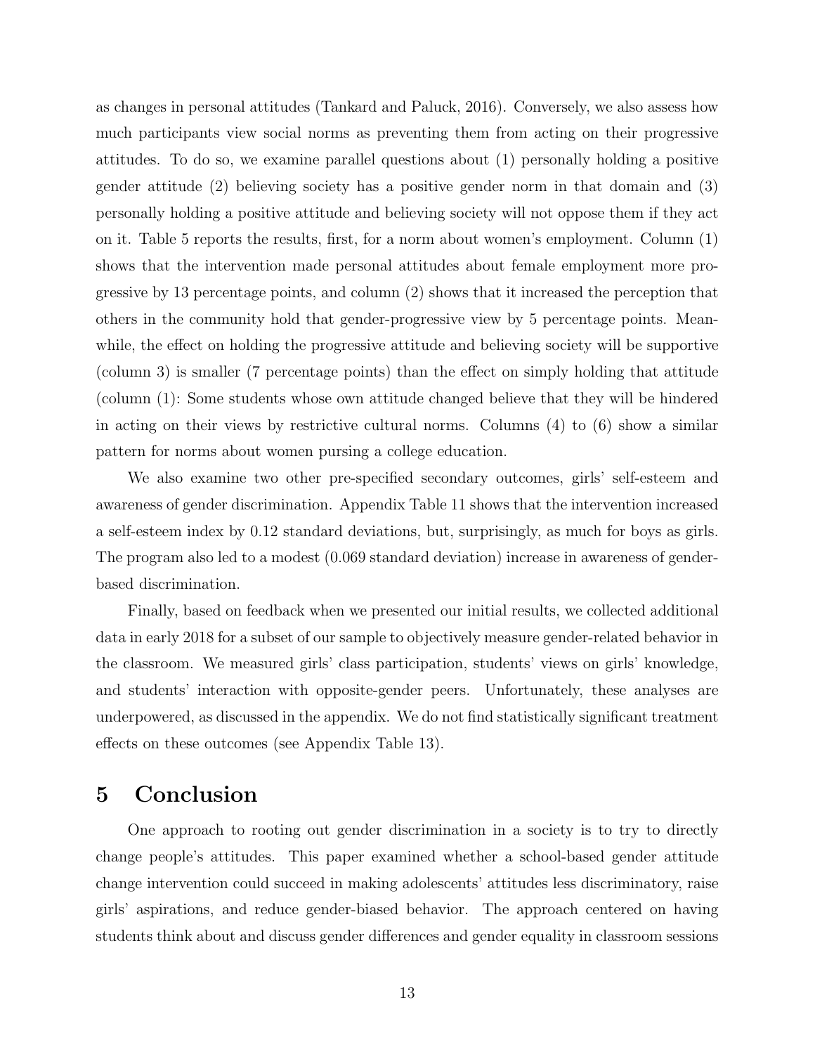as changes in personal attitudes (Tankard and Paluck, 2016). Conversely, we also assess how much participants view social norms as preventing them from acting on their progressive attitudes. To do so, we examine parallel questions about (1) personally holding a positive gender attitude (2) believing society has a positive gender norm in that domain and (3) personally holding a positive attitude and believing society will not oppose them if they act on it. Table 5 reports the results, first, for a norm about women's employment. Column (1) shows that the intervention made personal attitudes about female employment more progressive by 13 percentage points, and column (2) shows that it increased the perception that others in the community hold that gender-progressive view by 5 percentage points. Meanwhile, the effect on holding the progressive attitude and believing society will be supportive (column 3) is smaller (7 percentage points) than the effect on simply holding that attitude (column (1): Some students whose own attitude changed believe that they will be hindered in acting on their views by restrictive cultural norms. Columns (4) to (6) show a similar pattern for norms about women pursing a college education.

We also examine two other pre-specified secondary outcomes, girls' self-esteem and awareness of gender discrimination. Appendix Table 11 shows that the intervention increased a self-esteem index by 0.12 standard deviations, but, surprisingly, as much for boys as girls. The program also led to a modest (0.069 standard deviation) increase in awareness of gender-based discrimination.

Finally, based on feedback when we presented our initial results, we collected additional data in early 2018 for a subset of our sample to objectively measure gender-related behavior in the classroom. We measured girls' class participation, students' views on girls' knowledge, and students' interaction with opposite-gender peers. Unfortunately, these analyses are underpowered, as discussed in the appendix. We do not find statistically significant treatment effects on these outcomes (see Appendix Table 13).

# 5 Conclusion

One approach to rooting out gender discrimination in a society is to try to directly change people's attitudes. This paper examined whether a school-based gender attitude change intervention could succeed in making adolescents' attitudes less discriminatory, raise girls' aspirations, and reduce gender-biased behavior. The approach centered on having students think about and discuss gender differences and gender equality in classroom sessions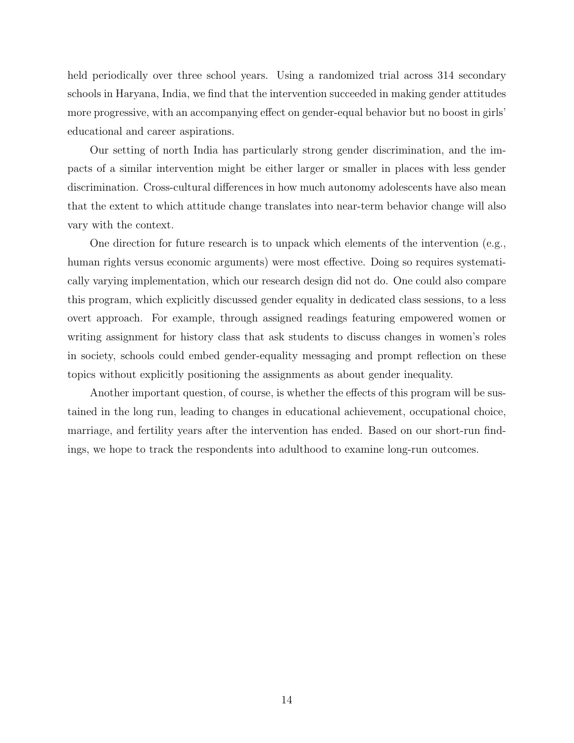held periodically over three school years. Using a randomized trial across 314 secondary schools in Haryana, India, we find that the intervention succeeded in making gender attitudes more progressive, with an accompanying effect on gender-equal behavior but no boost in girls' educational and career aspirations.

Our setting of north India has particularly strong gender discrimination, and the impacts of a similar intervention might be either larger or smaller in places with less gender discrimination. Cross-cultural differences in how much autonomy adolescents have also mean that the extent to which attitude change translates into near-term behavior change will also vary with the context.

One direction for future research is to unpack which elements of the intervention (e.g., human rights versus economic arguments) were most effective. Doing so requires systematically varying implementation, which our research design did not do. One could also compare this program, which explicitly discussed gender equality in dedicated class sessions, to a less overt approach. For example, through assigned readings featuring empowered women or writing assignment for history class that ask students to discuss changes in women's roles in society, schools could embed gender-equality messaging and prompt reflection on these topics without explicitly positioning the assignments as about gender inequality.

Another important question, of course, is whether the effects of this program will be sustained in the long run, leading to changes in educational achievement, occupational choice, marriage, and fertility years after the intervention has ended. Based on our short-run findings, we hope to track the respondents into adulthood to examine long-run outcomes.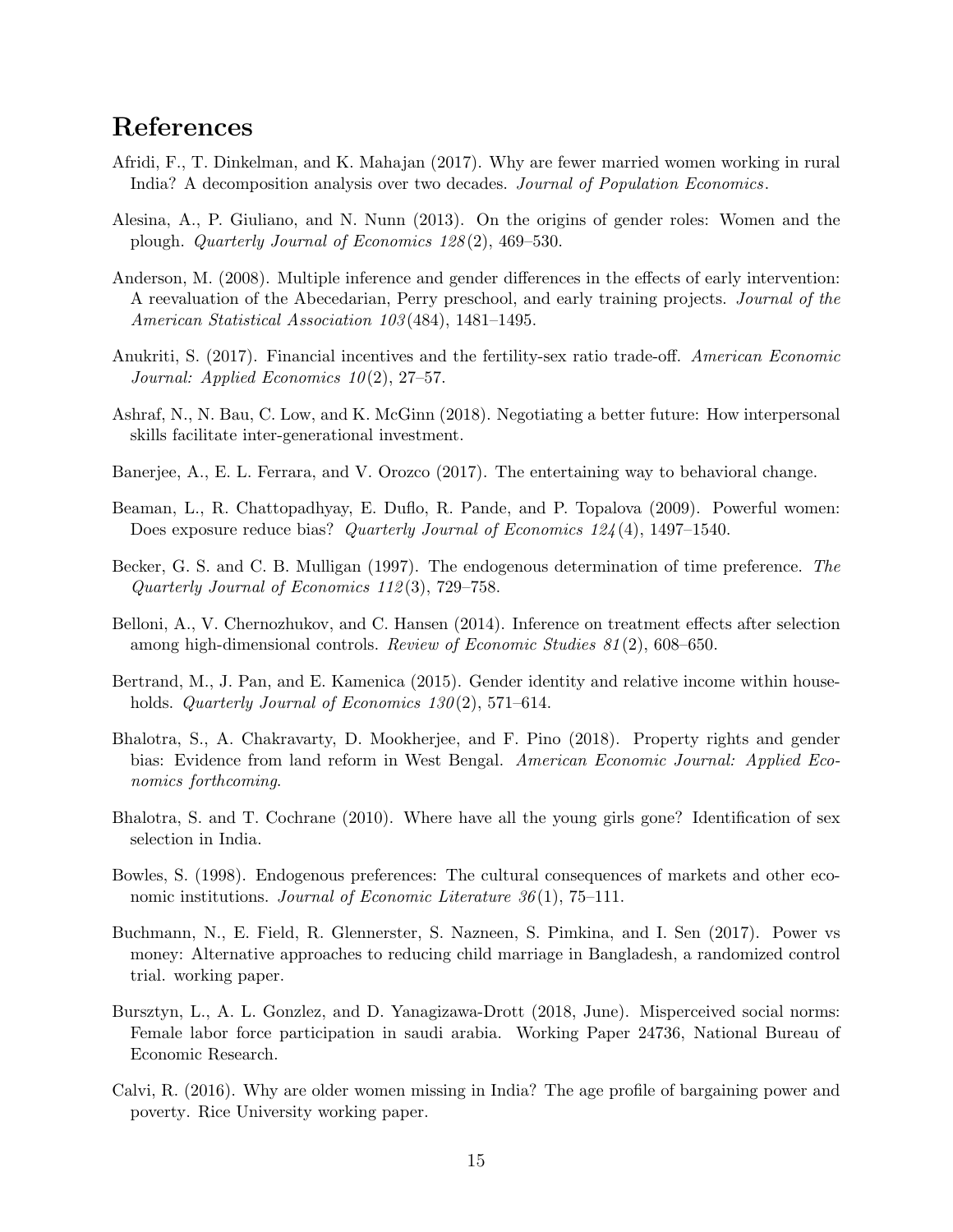# References

Afridi, F., T. Dinkelman, and K. Mahajan (2017). Why are fewer married women working in rural India? A decomposition analysis over two decades. *Journal of Population Economics*.

Alesina, A., P. Giuliano, and N. Nunn (2013). On the origins of gender roles: Women and the plough. *Quarterly Journal of Economics 128*(2), 469–530.

Anderson, M. (2008). Multiple inference and gender differences in the effects of early intervention: A reevaluation of the Abecedarian, Perry preschool, and early training projects. *Journal of the American Statistical Association 103*(484), 1481–1495.

Anukriti, S. (2017). Financial incentives and the fertility-sex ratio trade-off. *American Economic Journal: Applied Economics 10*(2), 27–57.

Ashraf, N., N. Bau, C. Low, and K. McGinn (2018). Negotiating a better future: How interpersonal skills facilitate inter-generational investment.

Banerjee, A., E. L. Ferrara, and V. Orozco (2017). The entertaining way to behavioral change.

Beaman, L., R. Chattopadhyay, E. Duflo, R. Pande, and P. Topalova (2009). Powerful women: Does exposure reduce bias? *Quarterly Journal of Economics 124*(4), 1497–1540.

Becker, G. S. and C. B. Mulligan (1997). The endogenous determination of time preference. *The Quarterly Journal of Economics 112*(3), 729–758.

Belloni, A., V. Chernozhukov, and C. Hansen (2014). Inference on treatment effects after selection among high-dimensional controls. *Review of Economic Studies 81*(2), 608–650.

Bertrand, M., J. Pan, and E. Kamenica (2015). Gender identity and relative income within households. *Quarterly Journal of Economics 130*(2), 571–614.

Bhalotra, S., A. Chakravarty, D. Mookherjee, and F. Pino (2018). Property rights and gender bias: Evidence from land reform in West Bengal. *American Economic Journal: Applied Economics forthcoming*.

Bhalotra, S. and T. Cochrane (2010). Where have all the young girls gone? Identification of sex selection in India.

Bowles, S. (1998). Endogenous preferences: The cultural consequences of markets and other economic institutions. *Journal of Economic Literature 36*(1), 75–111.

Buchmann, N., E. Field, R. Glennerster, S. Nazneen, S. Pimkina, and I. Sen (2017). Power vs money: Alternative approaches to reducing child marriage in Bangladesh, a randomized control trial. working paper.

Bursztyn, L., A. L. Gonzlez, and D. Yanagizawa-Drott (2018, June). Misperceived social norms: Female labor force participation in saudi arabia. Working Paper 24736, National Bureau of Economic Research.

Calvi, R. (2016). Why are older women missing in India? The age profile of bargaining power and poverty. Rice University working paper.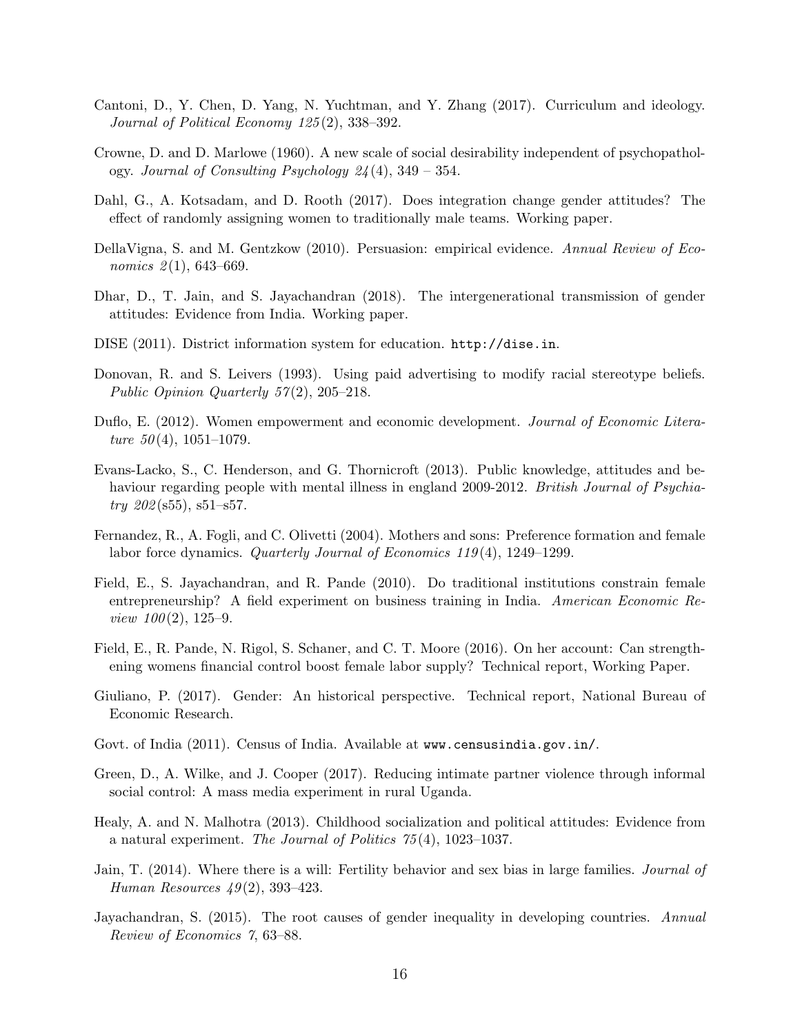Cantoni, D., Y. Chen, D. Yang, N. Yuchtman, and Y. Zhang (2017). Curriculum and ideology. *Journal of Political Economy 125*(2), 338–392.

Crowne, D. and D. Marlowe (1960). A new scale of social desirability independent of psychopathology. *Journal of Consulting Psychology 24*(4), 349 – 354.

Dahl, G., A. Kotsadam, and D. Rooth (2017). Does integration change gender attitudes? The effect of randomly assigning women to traditionally male teams. Working paper.

DellaVigna, S. and M. Gentzkow (2010). Persuasion: empirical evidence. *Annual Review of Economics 2*(1), 643–669.

Dhar, D., T. Jain, and S. Jayachandran (2018). The intergenerational transmission of gender attitudes: Evidence from India. Working paper.

DISE (2011). District information system for education. `http://dise.in`.

Donovan, R. and S. Leivers (1993). Using paid advertising to modify racial stereotype beliefs. *Public Opinion Quarterly 57*(2), 205–218.

Duflo, E. (2012). Women empowerment and economic development. *Journal of Economic Literature 50*(4), 1051–1079.

Evans-Lacko, S., C. Henderson, and G. Thornicroft (2013). Public knowledge, attitudes and behaviour regarding people with mental illness in england 2009-2012. *British Journal of Psychiatry 202*(s55), s51–s57.

Fernandez, R., A. Fogli, and C. Olivetti (2004). Mothers and sons: Preference formation and female labor force dynamics. *Quarterly Journal of Economics 119*(4), 1249–1299.

Field, E., S. Jayachandran, and R. Pande (2010). Do traditional institutions constrain female entrepreneurship? A field experiment on business training in India. *American Economic Review 100*(2), 125–9.

Field, E., R. Pande, N. Rigol, S. Schaner, and C. T. Moore (2016). On her account: Can strengthening womens financial control boost female labor supply? Technical report, Working Paper.

Giuliano, P. (2017). Gender: An historical perspective. Technical report, National Bureau of Economic Research.

Govt. of India (2011). Census of India. Available at `www.censusindia.gov.in/`.

Green, D., A. Wilke, and J. Cooper (2017). Reducing intimate partner violence through informal social control: A mass media experiment in rural Uganda.

Healy, A. and N. Malhotra (2013). Childhood socialization and political attitudes: Evidence from a natural experiment. *The Journal of Politics 75*(4), 1023–1037.

Jain, T. (2014). Where there is a will: Fertility behavior and sex bias in large families. *Journal of Human Resources 49*(2), 393–423.

Jayachandran, S. (2015). The root causes of gender inequality in developing countries. *Annual Review of Economics 7*, 63–88.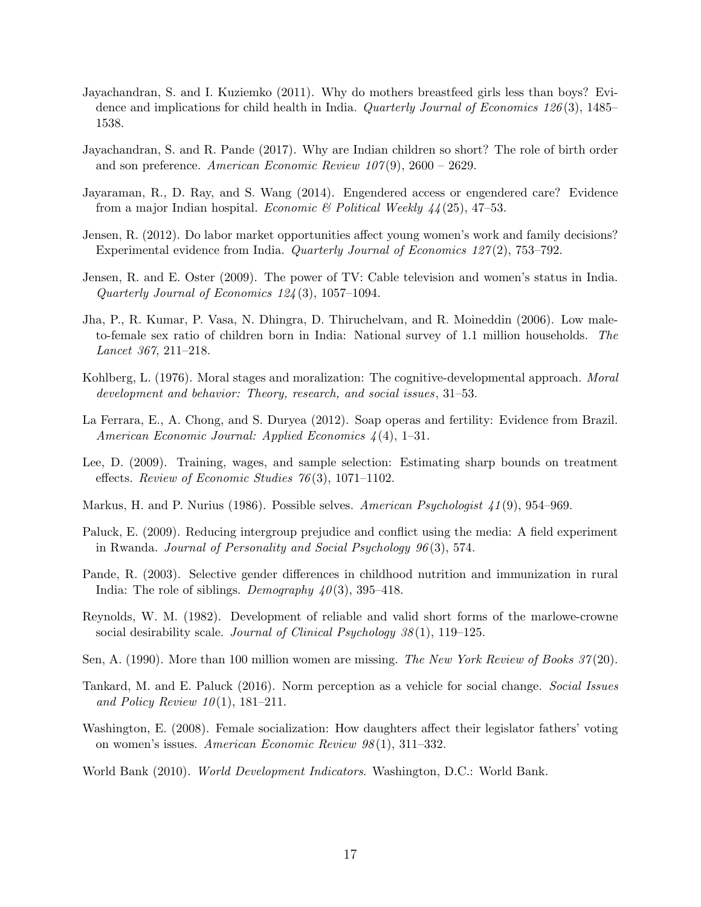Jayachandran, S. and I. Kuziemko (2011). Why do mothers breastfeed girls less than boys? Evidence and implications for child health in India. *Quarterly Journal of Economics 126*(3), 1485–1538.

Jayachandran, S. and R. Pande (2017). Why are Indian children so short? The role of birth order and son preference. *American Economic Review 107*(9), 2600 – 2629.

Jayaraman, R., D. Ray, and S. Wang (2014). Engendered access or engendered care? Evidence from a major Indian hospital. *Economic & Political Weekly 44*(25), 47–53.

Jensen, R. (2012). Do labor market opportunities affect young women's work and family decisions? Experimental evidence from India. *Quarterly Journal of Economics 127*(2), 753–792.

Jensen, R. and E. Oster (2009). The power of TV: Cable television and women's status in India. *Quarterly Journal of Economics 124*(3), 1057–1094.

Jha, P., R. Kumar, P. Vasa, N. Dhingra, D. Thiruchelvam, and R. Moineddin (2006). Low male-to-female sex ratio of children born in India: National survey of 1.1 million households. *The Lancet 367*, 211–218.

Kohlberg, L. (1976). Moral stages and moralization: The cognitive-developmental approach. *Moral development and behavior: Theory, research, and social issues*, 31–53.

La Ferrara, E., A. Chong, and S. Duryea (2012). Soap operas and fertility: Evidence from Brazil. *American Economic Journal: Applied Economics 4*(4), 1–31.

Lee, D. (2009). Training, wages, and sample selection: Estimating sharp bounds on treatment effects. *Review of Economic Studies 76*(3), 1071–1102.

Markus, H. and P. Nurius (1986). Possible selves. *American Psychologist 41*(9), 954–969.

Paluck, E. (2009). Reducing intergroup prejudice and conflict using the media: A field experiment in Rwanda. *Journal of Personality and Social Psychology 96*(3), 574.

Pande, R. (2003). Selective gender differences in childhood nutrition and immunization in rural India: The role of siblings. *Demography 40*(3), 395–418.

Reynolds, W. M. (1982). Development of reliable and valid short forms of the marlowe-crowne social desirability scale. *Journal of Clinical Psychology 38*(1), 119–125.

Sen, A. (1990). More than 100 million women are missing. *The New York Review of Books 37*(20).

Tankard, M. and E. Paluck (2016). Norm perception as a vehicle for social change. *Social Issues and Policy Review 10*(1), 181–211.

Washington, E. (2008). Female socialization: How daughters affect their legislator fathers' voting on women's issues. *American Economic Review 98*(1), 311–332.

World Bank (2010). *World Development Indicators*. Washington, D.C.: World Bank.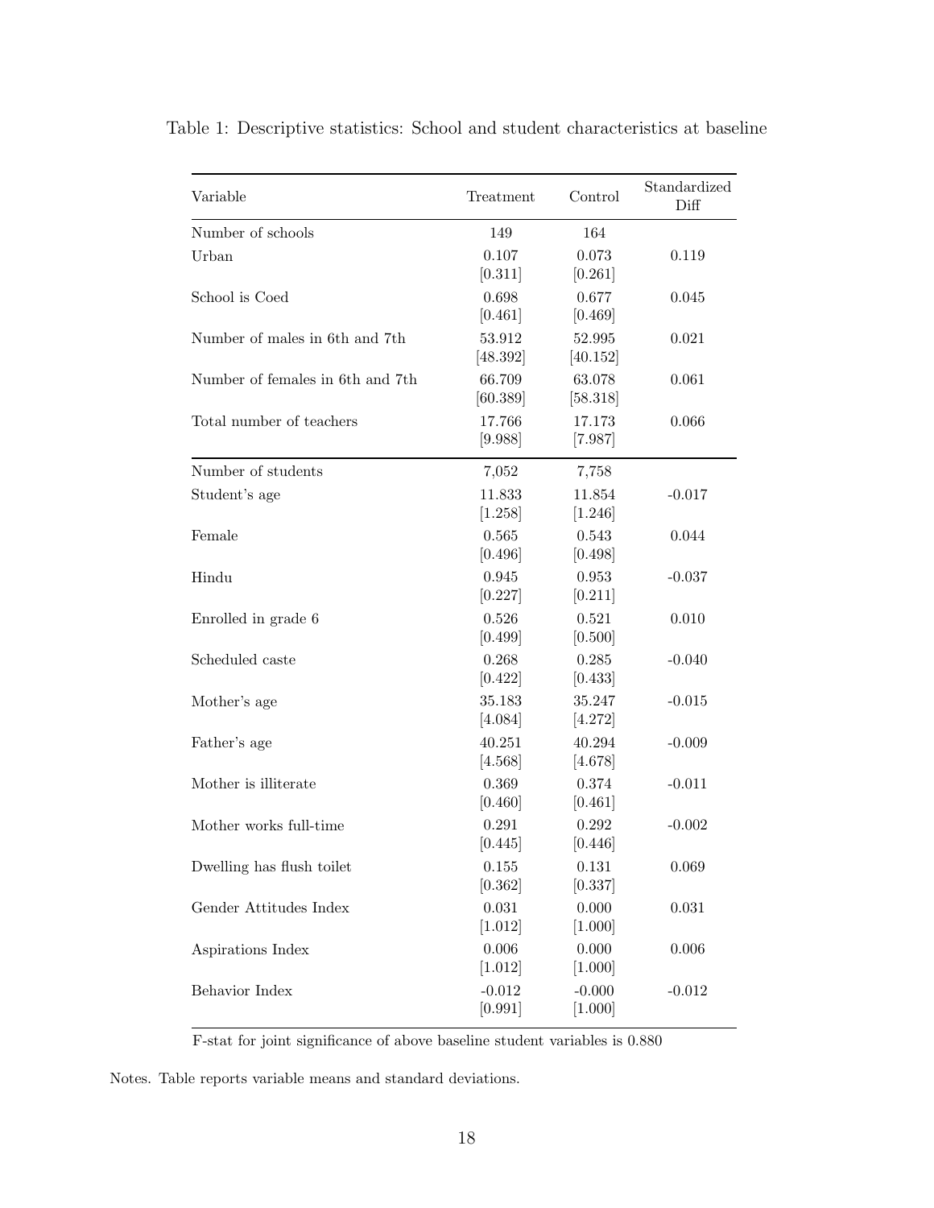Table 1: Descriptive statistics: School and student characteristics at baseline

| Variable | Treatment | Control | Standardized Diff |
|---|---|---|---|
| Number of schools | 149 | 164 | |
| Urban | 0.107 | 0.073 | 0.119 |
| | [0.311] | [0.261] | |
| School is Coed | 0.698 | 0.677 | 0.045 |
| | [0.461] | [0.469] | |
| Number of males in 6th and 7th | 53.912 | 52.995 | 0.021 |
| | [48.392] | [40.152] | |
| Number of females in 6th and 7th | 66.709 | 63.078 | 0.061 |
| | [60.389] | [58.318] | |
| Total number of teachers | 17.766 | 17.173 | 0.066 |
| | [9.988] | [7.987] | |
| Number of students | 7,052 | 7,758 | |
| Student's age | 11.833 | 11.854 | -0.017 |
| | [1.258] | [1.246] | |
| Female | 0.565 | 0.543 | 0.044 |
| | [0.496] | [0.498] | |
| Hindu | 0.945 | 0.953 | -0.037 |
| | [0.227] | [0.211] | |
| Enrolled in grade 6 | 0.526 | 0.521 | 0.010 |
| | [0.499] | [0.500] | |
| Scheduled caste | 0.268 | 0.285 | -0.040 |
| | [0.422] | [0.433] | |
| Mother's age | 35.183 | 35.247 | -0.015 |
| | [4.084] | [4.272] | |
| Father's age | 40.251 | 40.294 | -0.009 |
| | [4.568] | [4.678] | |
| Mother is illiterate | 0.369 | 0.374 | -0.011 |
| | [0.460] | [0.461] | |
| Mother works full-time | 0.291 | 0.292 | -0.002 |
| | [0.445] | [0.446] | |
| Dwelling has flush toilet | 0.155 | 0.131 | 0.069 |
| | [0.362] | [0.337] | |
| Gender Attitudes Index | 0.031 | 0.000 | 0.031 |
| | [1.012] | [1.000] | |
| Aspirations Index | 0.006 | 0.000 | 0.006 |
| | [1.012] | [1.000] | |
| Behavior Index | -0.012 | -0.000 | -0.012 |
| | [0.991] | [1.000] | |

F-stat for joint significance of above baseline student variables is 0.880

Notes. Table reports variable means and standard deviations.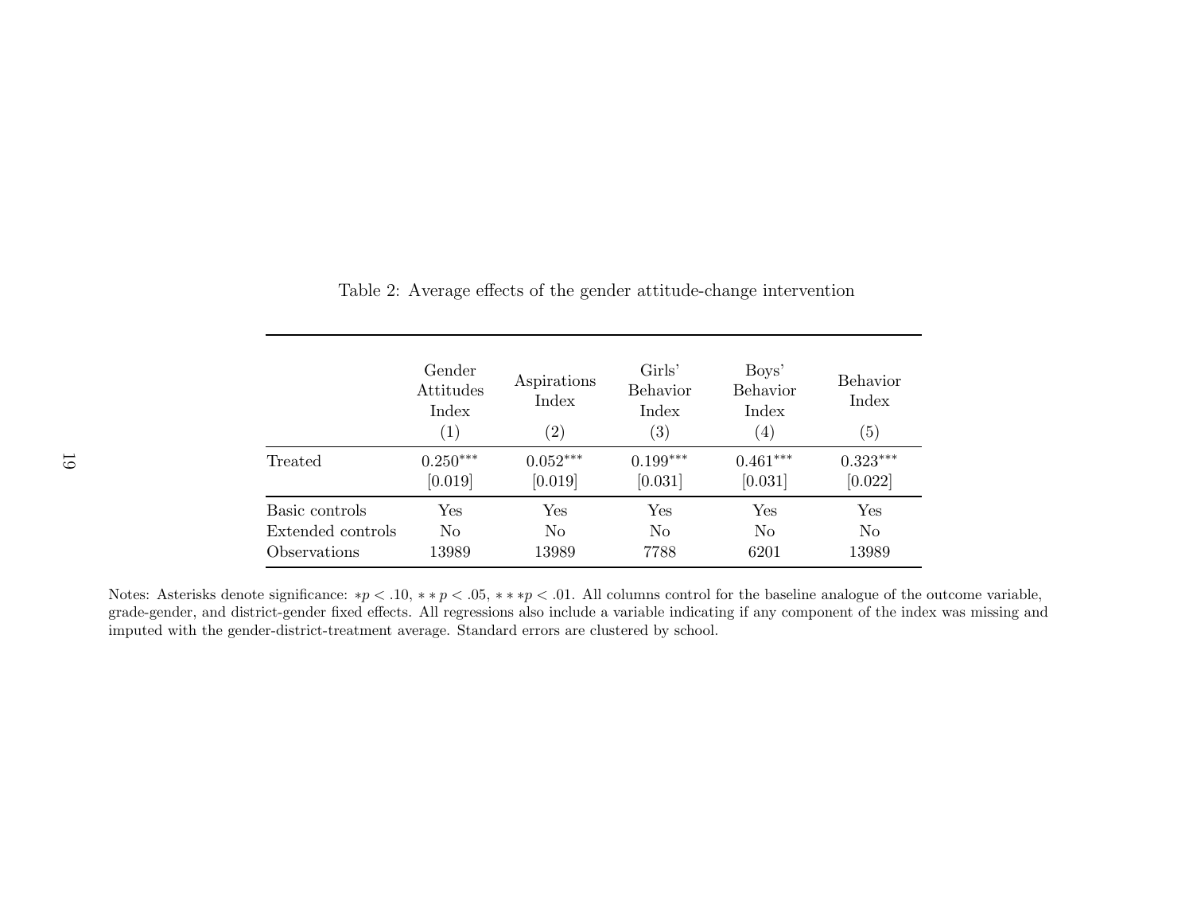Table 2: Average effects of the gender attitude-change intervention

| | Gender Attitudes Index (1) | Aspirations Index (2) | Girls' Behavior Index (3) | Boys' Behavior Index (4) | Behavior Index (5) |
|---|---|---|---|---|---|
| Treated | 0.250*** | 0.052*** | 0.199*** | 0.461*** | 0.323*** |
| | [0.019] | [0.019] | [0.031] | [0.031] | [0.022] |
| Basic controls | Yes | Yes | Yes | Yes | Yes |
| Extended controls | No | No | No | No | No |
| Observations | 13989 | 13989 | 7788 | 6201 | 13989 |

Notes: Asterisks denote significance: $*p < .10$, $**p < .05$, $***p < .01$. All columns control for the baseline analogue of the outcome variable, grade-gender, and district-gender fixed effects. All regressions also include a variable indicating if any component of the index was missing and imputed with the gender-district-treatment average. Standard errors are clustered by school.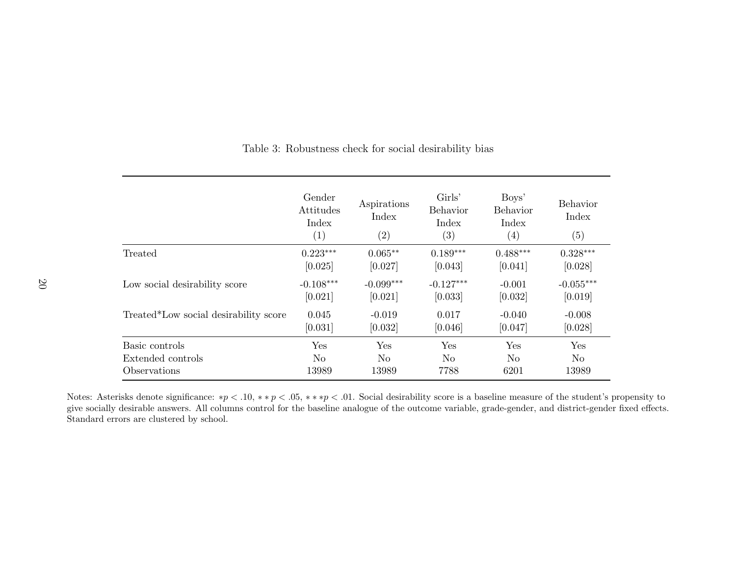Table 3: Robustness check for social desirability bias

| | Gender Attitudes Index (1) | Aspirations Index (2) | Girls' Behavior Index (3) | Boys' Behavior Index (4) | Behavior Index (5) |
|---|---|---|---|---|---|
| Treated | 0.223*** | 0.065** | 0.189*** | 0.488*** | 0.328*** |
| | [0.025] | [0.027] | [0.043] | [0.041] | [0.028] |
| Low social desirability score | -0.108*** | -0.099*** | -0.127*** | -0.001 | -0.055*** |
| | [0.021] | [0.021] | [0.033] | [0.032] | [0.019] |
| Treated*Low social desirability score | 0.045 | -0.019 | 0.017 | -0.040 | -0.008 |
| | [0.031] | [0.032] | [0.046] | [0.047] | [0.028] |
| Basic controls | Yes | Yes | Yes | Yes | Yes |
| Extended controls | No | No | No | No | No |
| Observations | 13989 | 13989 | 7788 | 6201 | 13989 |

Notes: Asterisks denote significance: $*p < .10$, $**p < .05$, $***p < .01$. Social desirability score is a baseline measure of the student's propensity to give socially desirable answers. All columns control for the baseline analogue of the outcome variable, grade-gender, and district-gender fixed effects. Standard errors are clustered by school.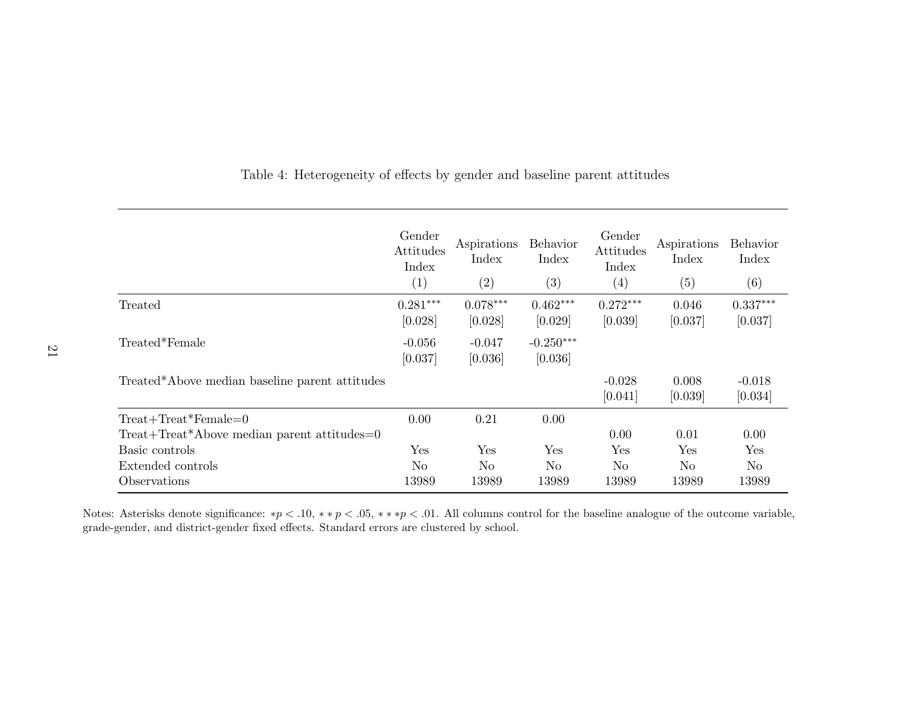Table 4: Heterogeneity of effects by gender and baseline parent attitudes

| | Gender Attitudes Index (1) | Aspirations Index (2) | Behavior Index (3) | Gender Attitudes Index (4) | Aspirations Index (5) | Behavior Index (6) |
|---|---|---|---|---|---|---|
| Treated | 0.281*** | 0.078*** | 0.462*** | 0.272*** | 0.046 | 0.337*** |
| | [0.028] | [0.028] | [0.029] | [0.039] | [0.037] | [0.037] |
| Treated*Female | -0.056 | -0.047 | -0.250*** | | | |
| | [0.037] | [0.036] | [0.036] | | | |
| Treated*Above median baseline parent attitudes | | | | -0.028 | 0.008 | -0.018 |
| | | | | [0.041] | [0.039] | [0.034] |
| Treat+Treat*Female=0 | 0.00 | 0.21 | 0.00 | | | |
| Treat+Treat*Above median parent attitudes=0 | | | | 0.00 | 0.01 | 0.00 |
| Basic controls | Yes | Yes | Yes | Yes | Yes | Yes |
| Extended controls | No | No | No | No | No | No |
| Observations | 13989 | 13989 | 13989 | 13989 | 13989 | 13989 |

Notes: Asterisks denote significance: $*p < .10$, $**p < .05$, $***p < .01$. All columns control for the baseline analogue of the outcome variable, grade-gender, and district-gender fixed effects. Standard errors are clustered by school.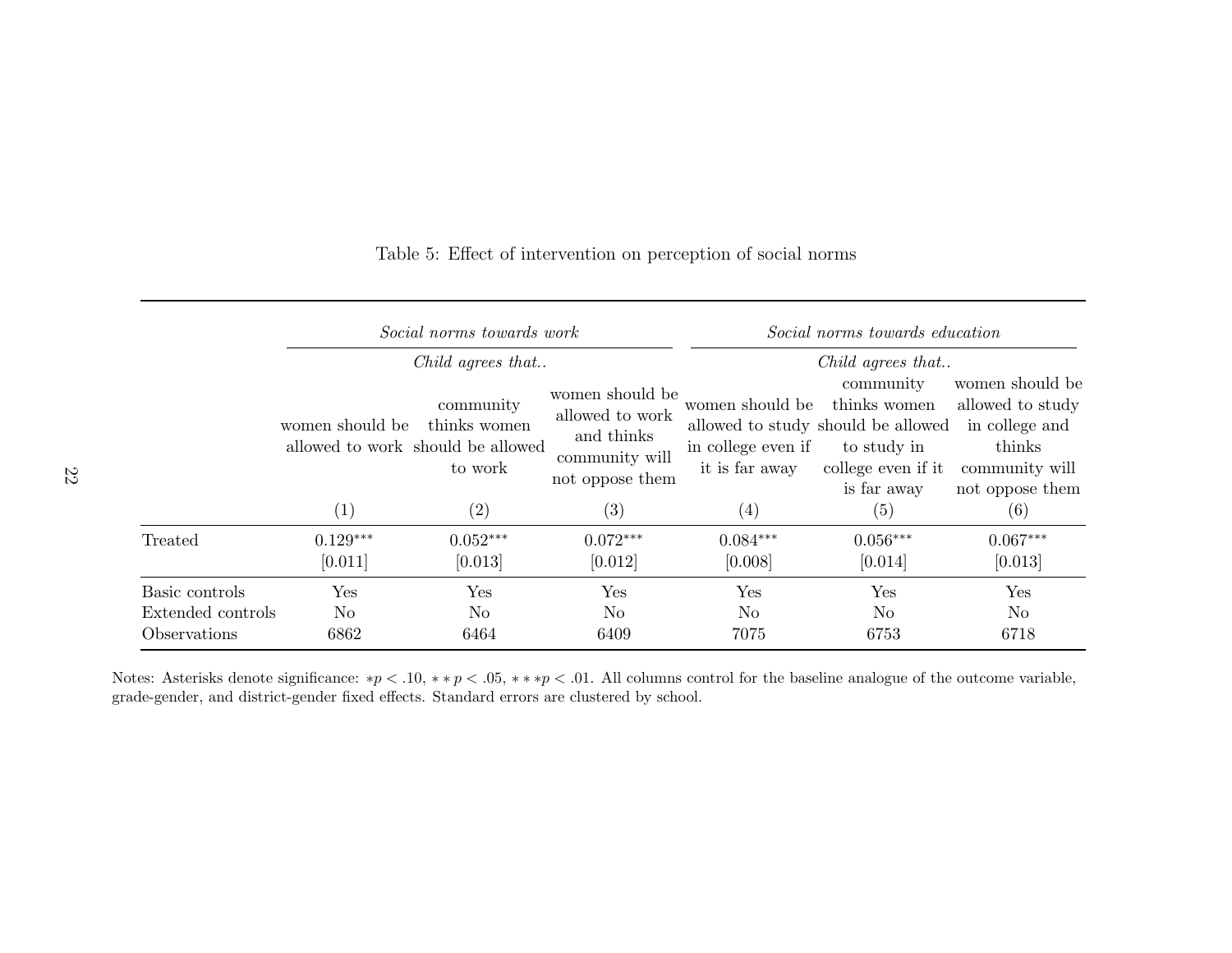Table 5: Effect of intervention on perception of social norms

| | *Social norms towards work* | | | *Social norms towards education* | | |
|---|---|---|---|---|---|---|
| | *Child agrees that..* | | | *Child agrees that..* | | |
| | women should be allowed to work | community thinks women should be allowed to work | women should be allowed to work and thinks community will not oppose them | women should be allowed to study in college even if it is far away | community thinks women should be allowed to study in college even if it is far away | women should be allowed to study in college and thinks community will not oppose them |
| | (1) | (2) | (3) | (4) | (5) | (6) |
| Treated | 0.129*** | 0.052*** | 0.072*** | 0.084*** | 0.056*** | 0.067*** |
| | [0.011] | [0.013] | [0.012] | [0.008] | [0.014] | [0.013] |
| Basic controls | Yes | Yes | Yes | Yes | Yes | Yes |
| Extended controls | No | No | No | No | No | No |
| Observations | 6862 | 6464 | 6409 | 7075 | 6753 | 6718 |

Notes: Asterisks denote significance: $*p < .10$, $**p < .05$, $***p < .01$. All columns control for the baseline analogue of the outcome variable, grade-gender, and district-gender fixed effects. Standard errors are clustered by school.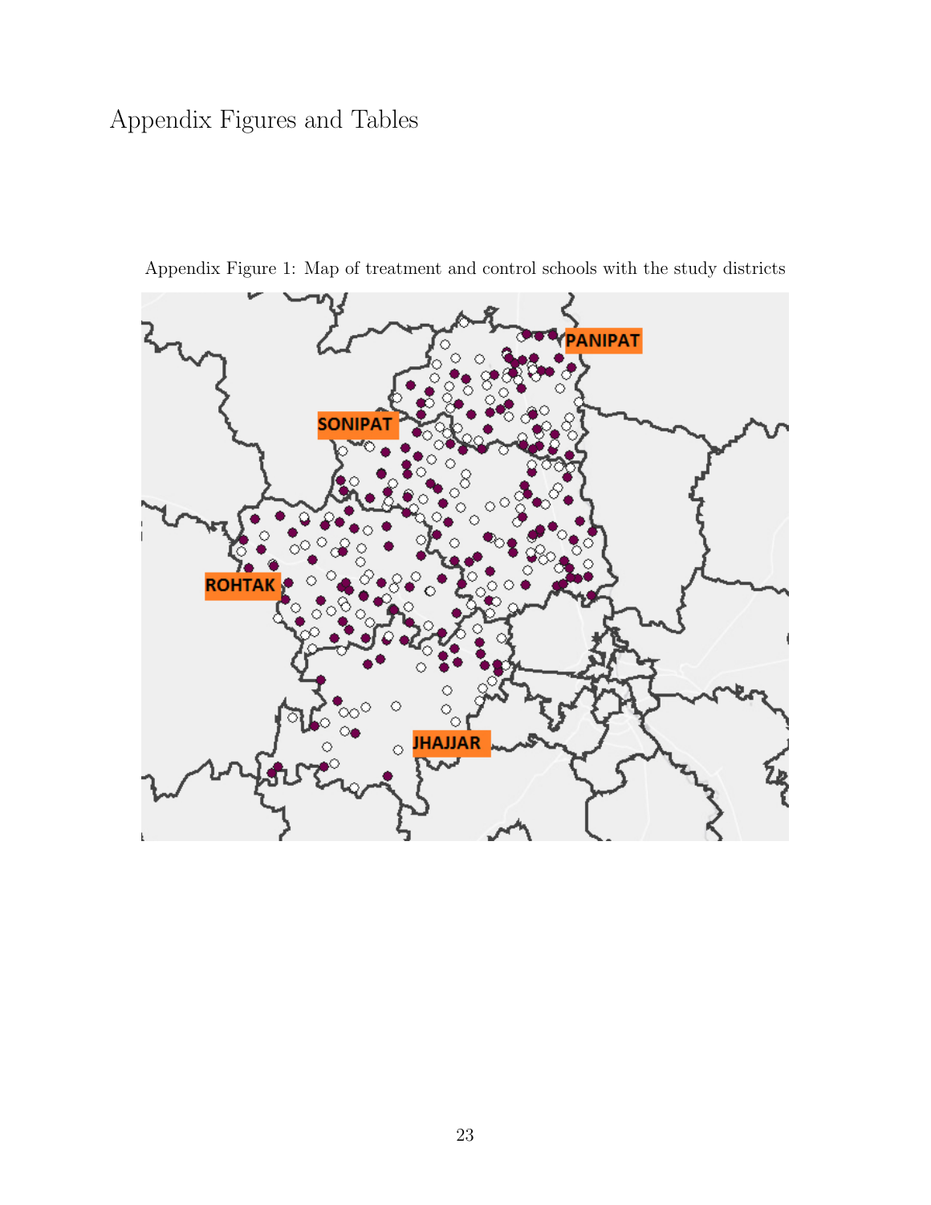# Appendix Figures and Tables

Appendix Figure 1: Map of treatment and control schools with the study districts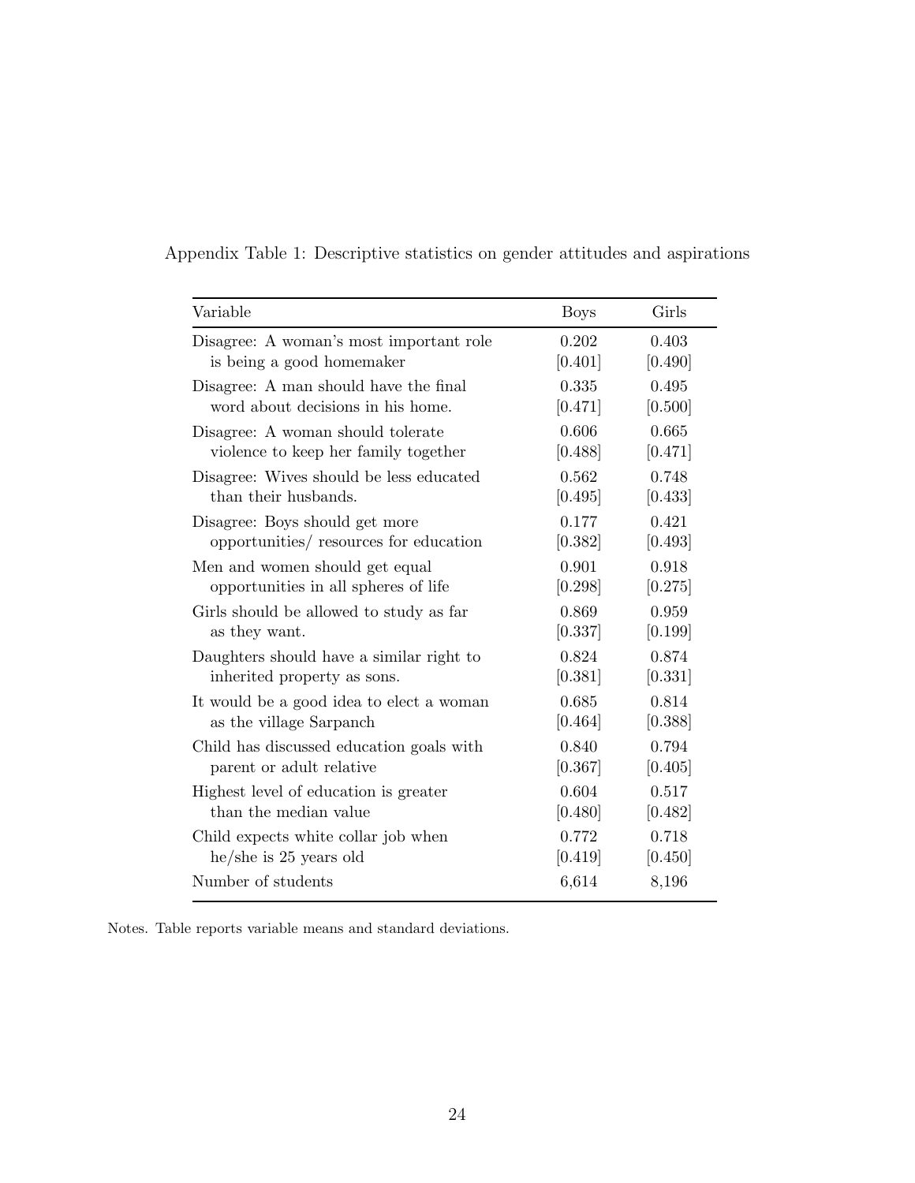Appendix Table 1: Descriptive statistics on gender attitudes and aspirations

| Variable | Boys | Girls |
|---|---|---|
| Disagree: A woman's most important role is being a good homemaker | 0.202 | 0.403 |
| | [0.401] | [0.490] |
| Disagree: A man should have the final word about decisions in his home. | 0.335 | 0.495 |
| | [0.471] | [0.500] |
| Disagree: A woman should tolerate violence to keep her family together | 0.606 | 0.665 |
| | [0.488] | [0.471] |
| Disagree: Wives should be less educated than their husbands. | 0.562 | 0.748 |
| | [0.495] | [0.433] |
| Disagree: Boys should get more opportunities/ resources for education | 0.177 | 0.421 |
| | [0.382] | [0.493] |
| Men and women should get equal opportunities in all spheres of life | 0.901 | 0.918 |
| | [0.298] | [0.275] |
| Girls should be allowed to study as far as they want. | 0.869 | 0.959 |
| | [0.337] | [0.199] |
| Daughters should have a similar right to inherited property as sons. | 0.824 | 0.874 |
| | [0.381] | [0.331] |
| It would be a good idea to elect a woman as the village Sarpanch | 0.685 | 0.814 |
| | [0.464] | [0.388] |
| Child has discussed education goals with parent or adult relative | 0.840 | 0.794 |
| | [0.367] | [0.405] |
| Highest level of education is greater than the median value | 0.604 | 0.517 |
| | [0.480] | [0.482] |
| Child expects white collar job when he/she is 25 years old | 0.772 | 0.718 |
| | [0.419] | [0.450] |
| Number of students | 6,614 | 8,196 |

Notes. Table reports variable means and standard deviations.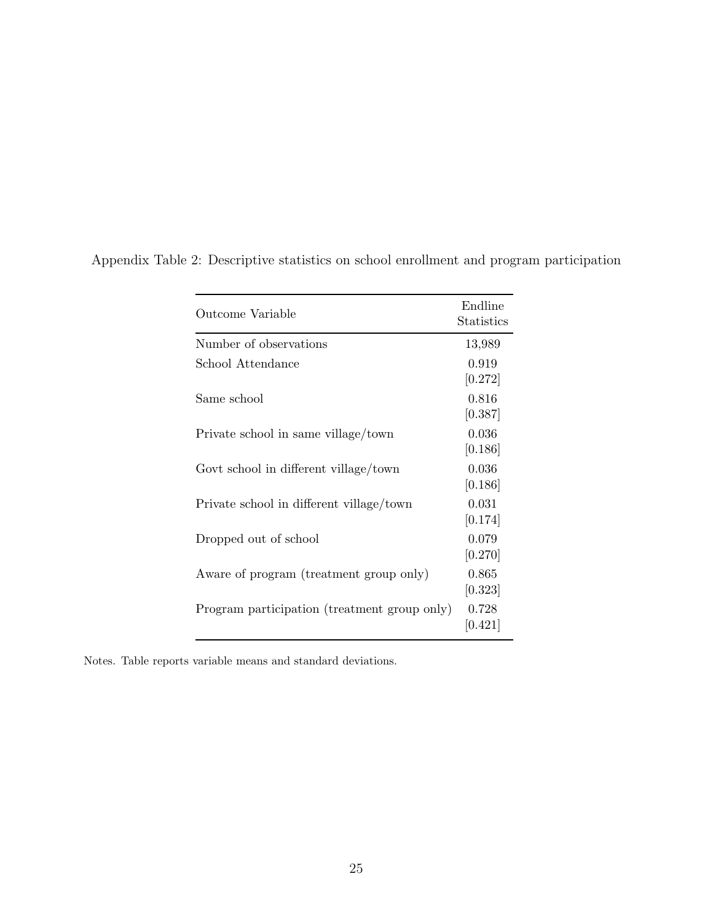Appendix Table 2: Descriptive statistics on school enrollment and program participation

| Outcome Variable | Endline Statistics |
|---|---|
| Number of observations | 13,989 |
| School Attendance | 0.919 [0.272] |
| Same school | 0.816 [0.387] |
| Private school in same village/town | 0.036 [0.186] |
| Govt school in different village/town | 0.036 [0.186] |
| Private school in different village/town | 0.031 [0.174] |
| Dropped out of school | 0.079 [0.270] |
| Aware of program (treatment group only) | 0.865 [0.323] |
| Program participation (treatment group only) | 0.728 [0.421] |

Notes. Table reports variable means and standard deviations.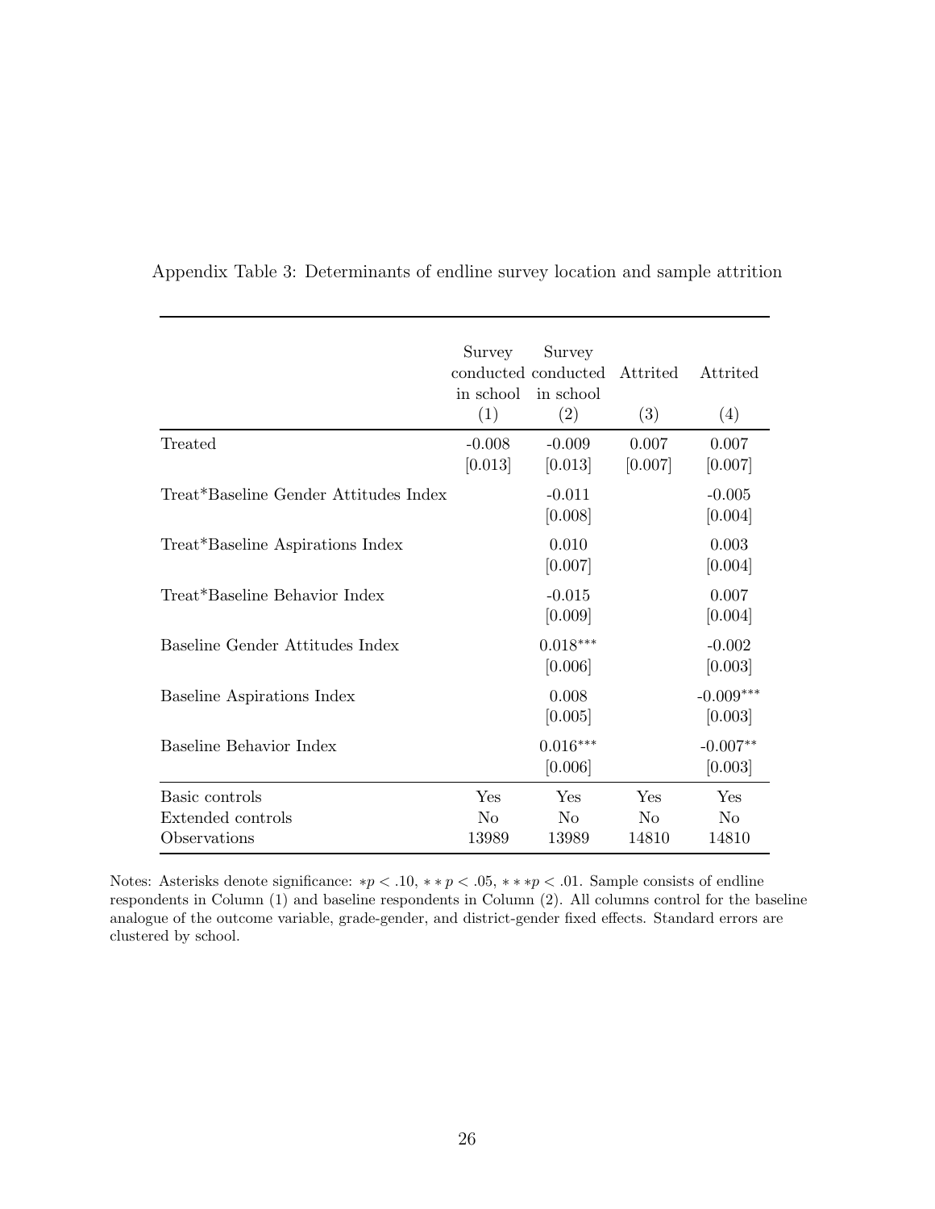Appendix Table 3: Determinants of endline survey location and sample attrition

| | Survey conducted in school (1) | Survey conducted in school (2) | Attrited (3) | Attrited (4) |
|---|---|---|---|---|
| Treated | -0.008 | -0.009 | 0.007 | 0.007 |
| | [0.013] | [0.013] | [0.007] | [0.007] |
| Treat*Baseline Gender Attitudes Index | | -0.011 | | -0.005 |
| | | [0.008] | | [0.004] |
| Treat*Baseline Aspirations Index | | 0.010 | | 0.003 |
| | | [0.007] | | [0.004] |
| Treat*Baseline Behavior Index | | -0.015 | | 0.007 |
| | | [0.009] | | [0.004] |
| Baseline Gender Attitudes Index | | 0.018*** | | -0.002 |
| | | [0.006] | | [0.003] |
| Baseline Aspirations Index | | 0.008 | | -0.009*** |
| | | [0.005] | | [0.003] |
| Baseline Behavior Index | | 0.016*** | | -0.007** |
| | | [0.006] | | [0.003] |
| Basic controls | Yes | Yes | Yes | Yes |
| Extended controls | No | No | No | No |
| Observations | 13989 | 13989 | 14810 | 14810 |

Notes: Asterisks denote significance: $*p < .10$, $**p < .05$, $***p < .01$. Sample consists of endline respondents in Column (1) and baseline respondents in Column (2). All columns control for the baseline analogue of the outcome variable, grade-gender, and district-gender fixed effects. Standard errors are clustered by school.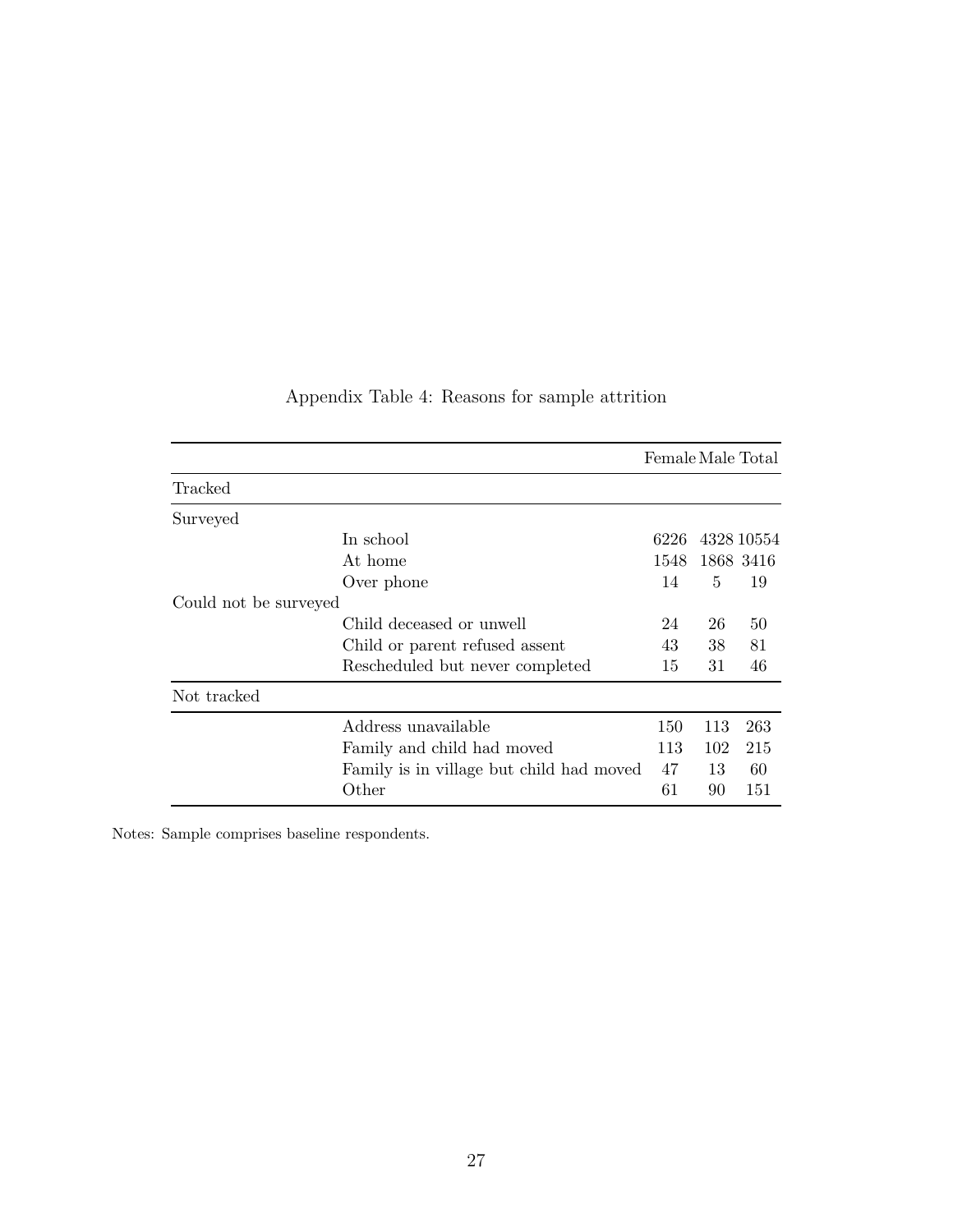Appendix Table 4: Reasons for sample attrition

| | | Female | Male | Total |
|---|---|---|---|---|
| Tracked | | | | |
| Surveyed | | | | |
| | In school | 6226 | 4328 | 10554 |
| | At home | 1548 | 1868 | 3416 |
| | Over phone | 14 | 5 | 19 |
| Could not be surveyed | | | | |
| | Child deceased or unwell | 24 | 26 | 50 |
| | Child or parent refused assent | 43 | 38 | 81 |
| | Rescheduled but never completed | 15 | 31 | 46 |
| Not tracked | | | | |
| | Address unavailable | 150 | 113 | 263 |
| | Family and child had moved | 113 | 102 | 215 |
| | Family is in village but child had moved | 47 | 13 | 60 |
| | Other | 61 | 90 | 151 |

Notes: Sample comprises baseline respondents.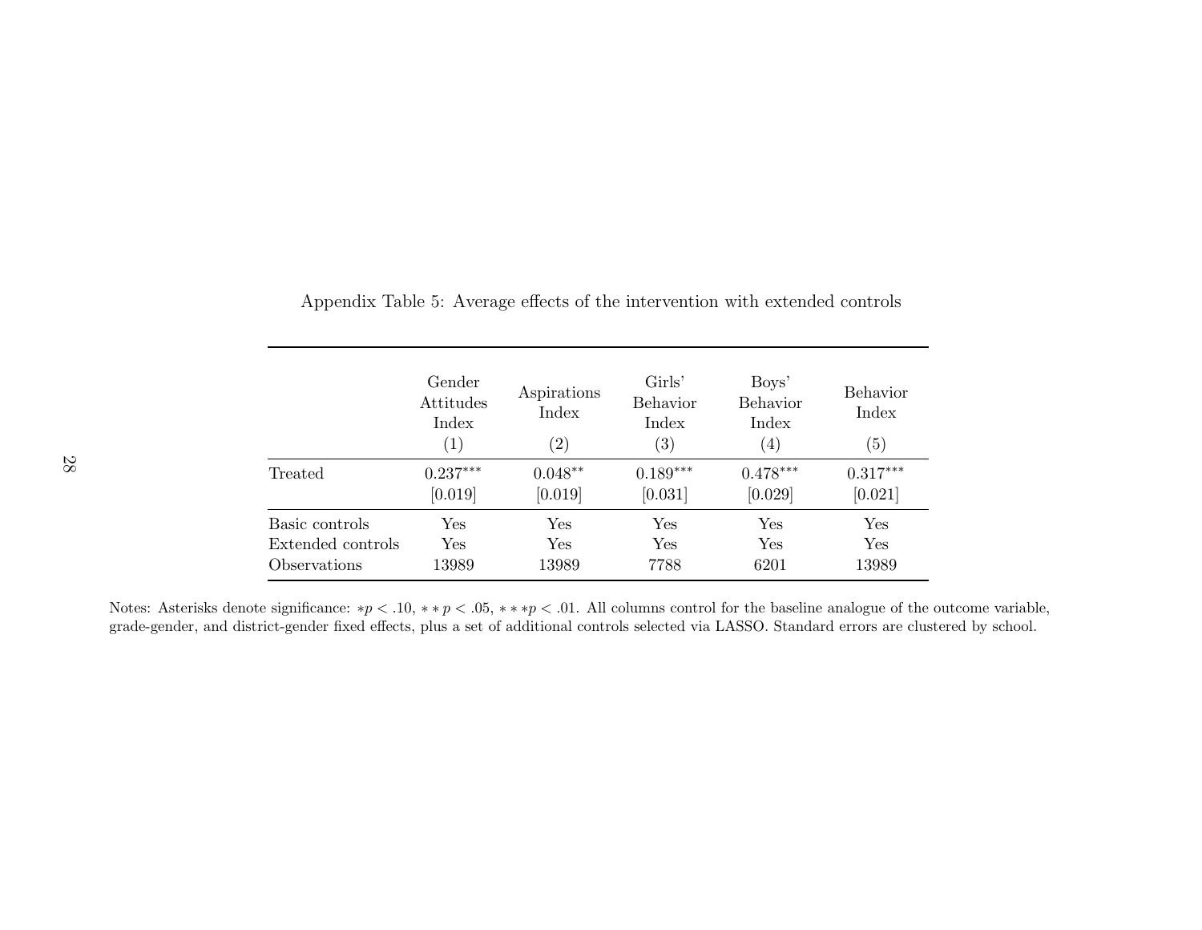Appendix Table 5: Average effects of the intervention with extended controls

| | Gender Attitudes Index (1) | Aspirations Index (2) | Girls' Behavior Index (3) | Boys' Behavior Index (4) | Behavior Index (5) |
|---|---|---|---|---|---|
| Treated | 0.237*** | 0.048** | 0.189*** | 0.478*** | 0.317*** |
| | [0.019] | [0.019] | [0.031] | [0.029] | [0.021] |
| Basic controls | Yes | Yes | Yes | Yes | Yes |
| Extended controls | Yes | Yes | Yes | Yes | Yes |
| Observations | 13989 | 13989 | 7788 | 6201 | 13989 |

Notes: Asterisks denote significance: $*p < .10$, $**p < .05$, $***p < .01$. All columns control for the baseline analogue of the outcome variable, grade-gender, and district-gender fixed effects, plus a set of additional controls selected via LASSO. Standard errors are clustered by school.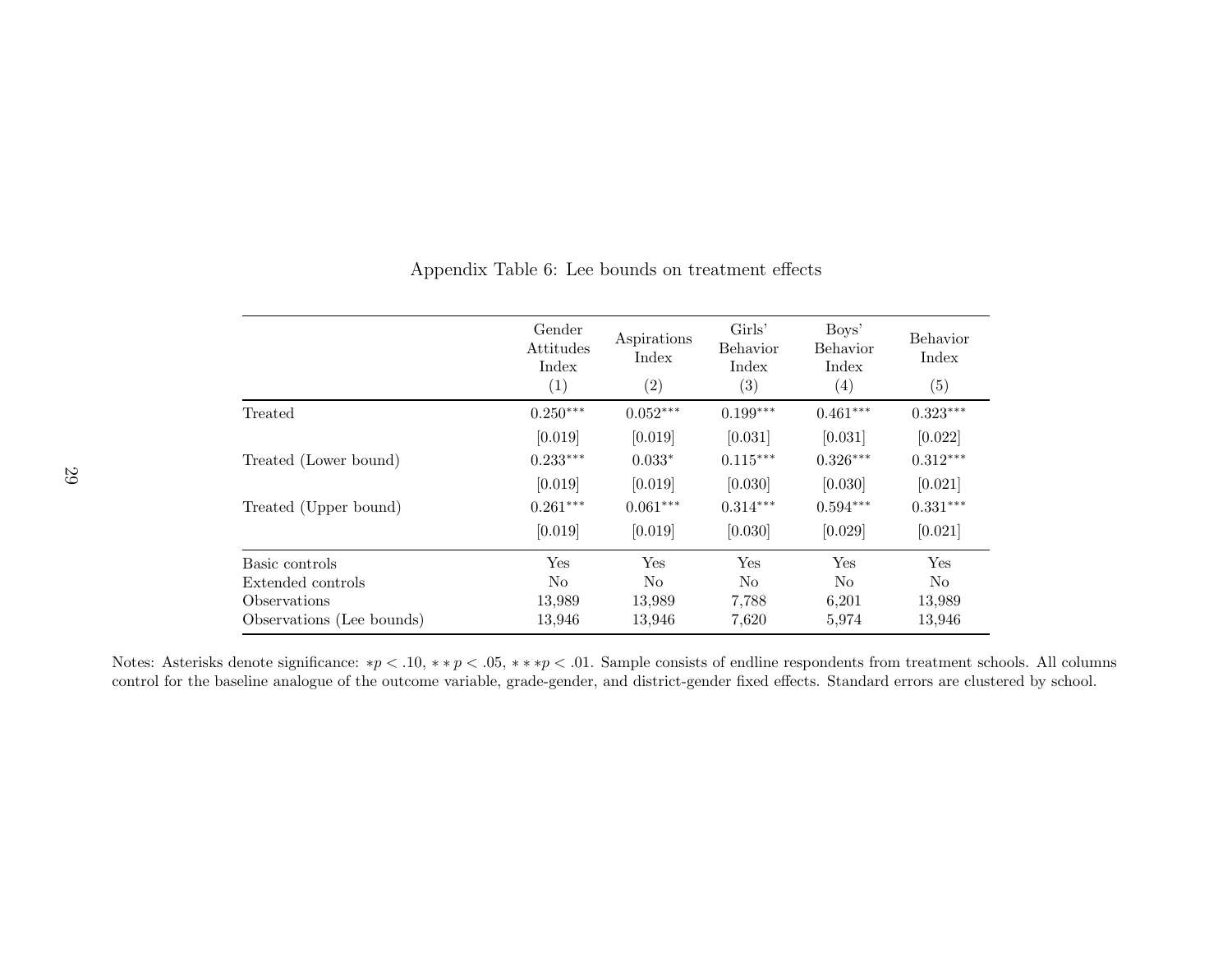Appendix Table 6: Lee bounds on treatment effects

| | Gender Attitudes Index (1) | Aspirations Index (2) | Girls' Behavior Index (3) | Boys' Behavior Index (4) | Behavior Index (5) |
|---|---|---|---|---|---|
| Treated | $0.250^{***}$ | $0.052^{***}$ | $0.199^{***}$ | $0.461^{***}$ | $0.323^{***}$ |
| | [0.019] | [0.019] | [0.031] | [0.031] | [0.022] |
| Treated (Lower bound) | $0.233^{***}$ | $0.033^{*}$ | $0.115^{***}$ | $0.326^{***}$ | $0.312^{***}$ |
| | [0.019] | [0.019] | [0.030] | [0.030] | [0.021] |
| Treated (Upper bound) | $0.261^{***}$ | $0.061^{***}$ | $0.314^{***}$ | $0.594^{***}$ | $0.331^{***}$ |
| | [0.019] | [0.019] | [0.030] | [0.029] | [0.021] |
| Basic controls | Yes | Yes | Yes | Yes | Yes |
| Extended controls | No | No | No | No | No |
| Observations | 13,989 | 13,989 | 7,788 | 6,201 | 13,989 |
| Observations (Lee bounds) | 13,946 | 13,946 | 7,620 | 5,974 | 13,946 |

Notes: Asterisks denote significance: $*p < .10$, $**p < .05$, $***p < .01$. Sample consists of endline respondents from treatment schools. All columns control for the baseline analogue of the outcome variable, grade-gender, and district-gender fixed effects. Standard errors are clustered by school.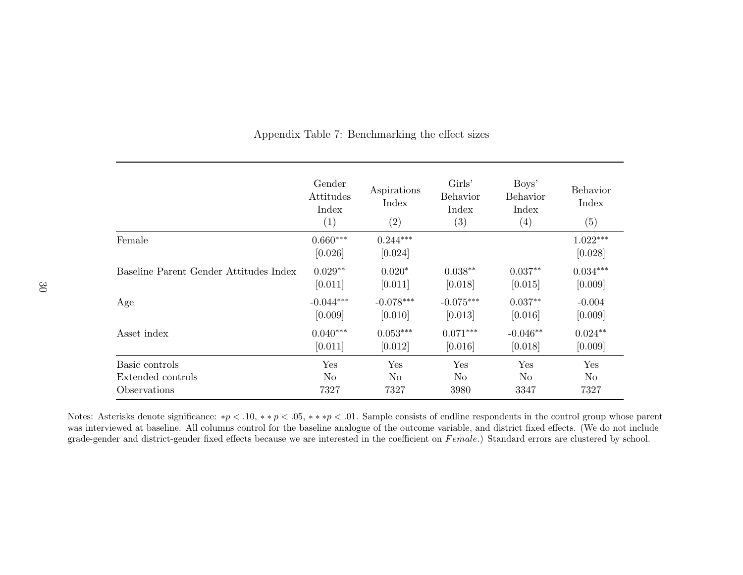Appendix Table 7: Benchmarking the effect sizes

| | Gender Attitudes Index (1) | Aspirations Index (2) | Girls' Behavior Index (3) | Boys' Behavior Index (4) | Behavior Index (5) |
|---|---|---|---|---|---|
| Female | 0.660*** | 0.244*** | | | 1.022*** |
| | [0.026] | [0.024] | | | [0.028] |
| Baseline Parent Gender Attitudes Index | 0.029** | 0.020* | 0.038** | 0.037** | 0.034*** |
| | [0.011] | [0.011] | [0.018] | [0.015] | [0.009] |
| Age | -0.044*** | -0.078*** | -0.075*** | 0.037** | -0.004 |
| | [0.009] | [0.010] | [0.013] | [0.016] | [0.009] |
| Asset index | 0.040*** | 0.053*** | 0.071*** | -0.046** | 0.024** |
| | [0.011] | [0.012] | [0.016] | [0.018] | [0.009] |
| Basic controls | Yes | Yes | Yes | Yes | Yes |
| Extended controls | No | No | No | No | No |
| Observations | 7327 | 7327 | 3980 | 3347 | 7327 |

Notes: Asterisks denote significance: $*p < .10$, $**p < .05$, $***p < .01$. Sample consists of endline respondents in the control group whose parent was interviewed at baseline. All columns control for the baseline analogue of the outcome variable, and district fixed effects. (We do not include grade-gender and district-gender fixed effects because we are interested in the coefficient on *Female*.) Standard errors are clustered by school.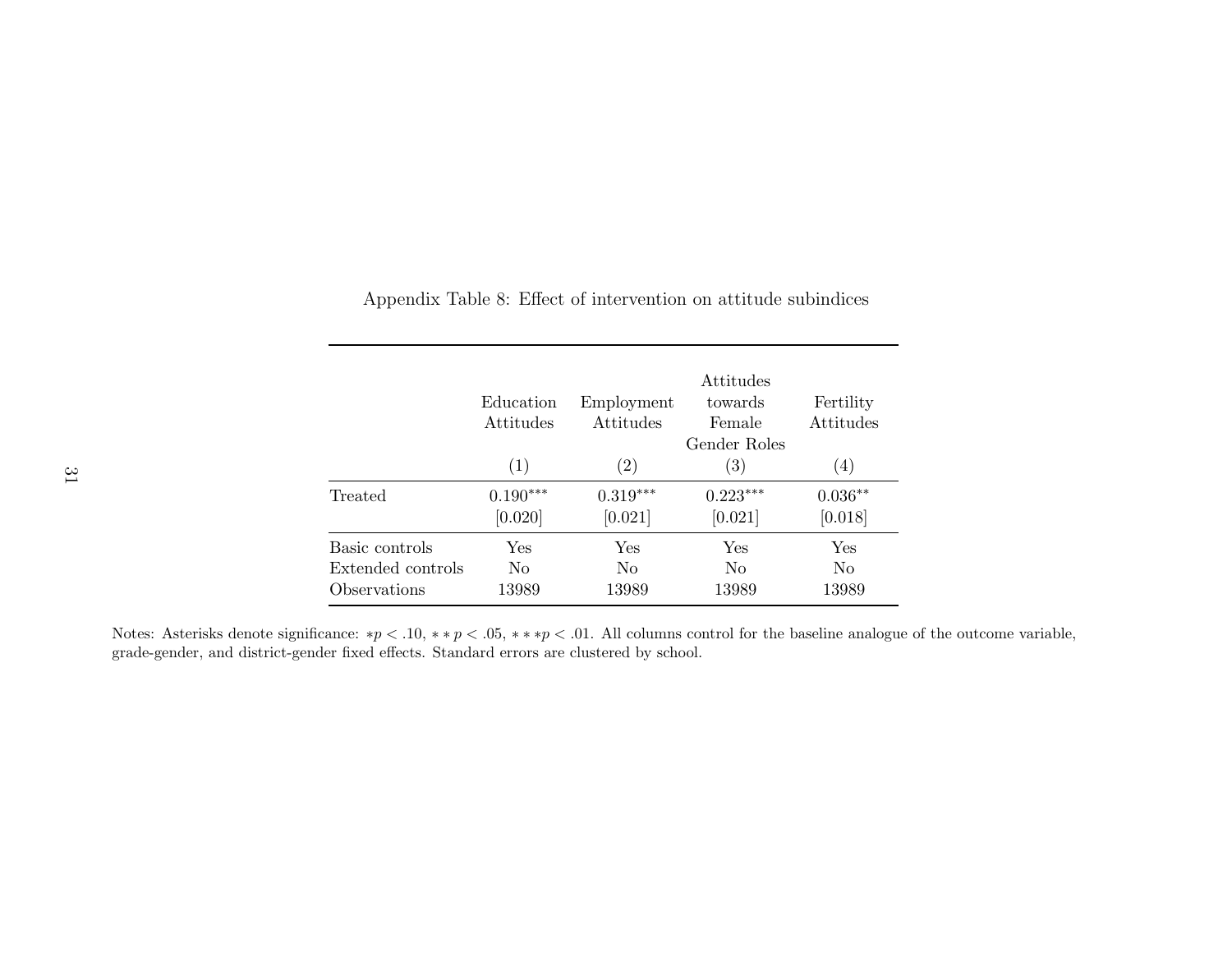Appendix Table 8: Effect of intervention on attitude subindices

| | Education Attitudes | Employment Attitudes | Attitudes towards Female Gender Roles | Fertility Attitudes |
|---|---|---|---|---|
| | (1) | (2) | (3) | (4) |
| Treated | 0.190*** | 0.319*** | 0.223*** | 0.036** |
| | [0.020] | [0.021] | [0.021] | [0.018] |
| Basic controls | Yes | Yes | Yes | Yes |
| Extended controls | No | No | No | No |
| Observations | 13989 | 13989 | 13989 | 13989 |

Notes: Asterisks denote significance: $*p < .10$, $**p < .05$, $***p < .01$. All columns control for the baseline analogue of the outcome variable, grade-gender, and district-gender fixed effects. Standard errors are clustered by school.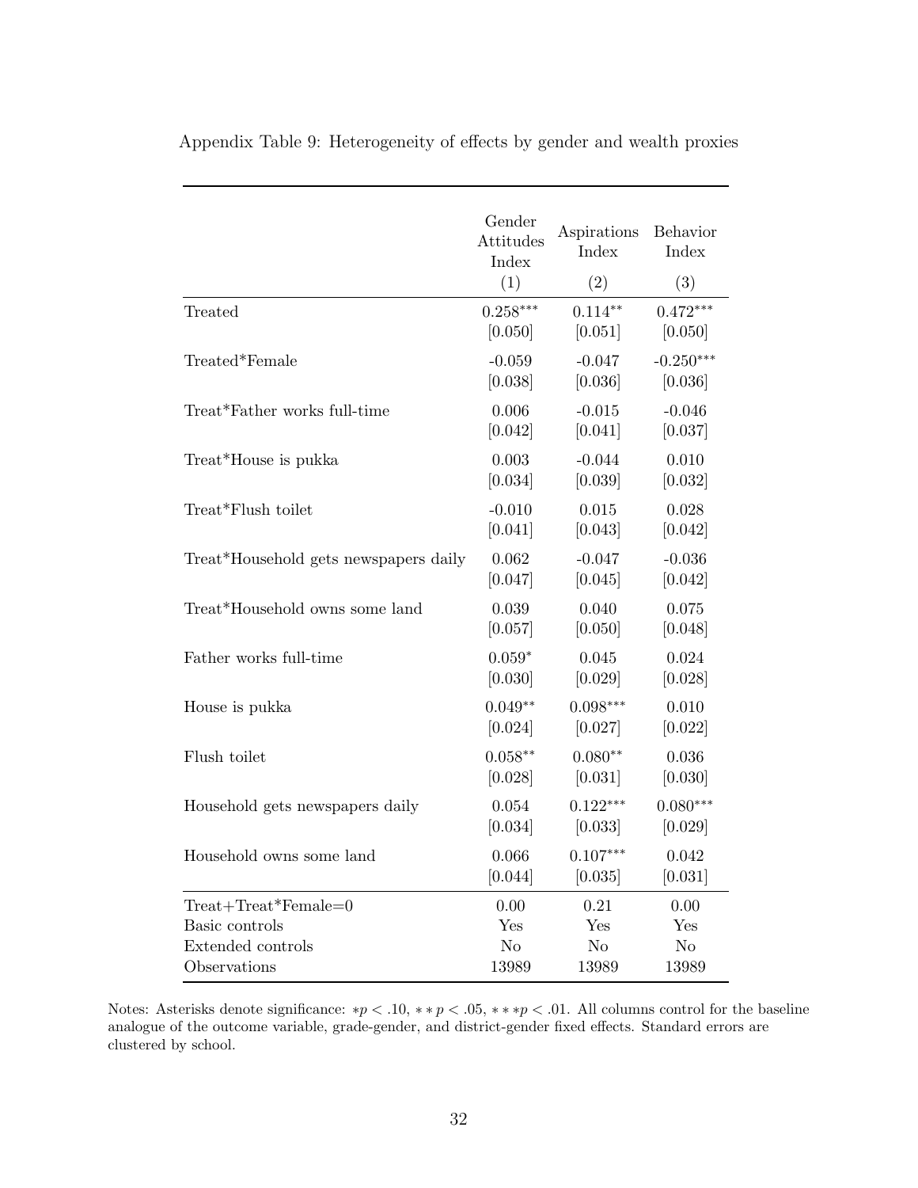Appendix Table 9: Heterogeneity of effects by gender and wealth proxies

| | Gender Attitudes Index | Aspirations Index | Behavior Index |
|---|---|---|---|
| | (1) | (2) | (3) |
| Treated | 0.258*** | 0.114** | 0.472*** |
| | [0.050] | [0.051] | [0.050] |
| Treated*Female | -0.059 | -0.047 | -0.250*** |
| | [0.038] | [0.036] | [0.036] |
| Treat*Father works full-time | 0.006 | -0.015 | -0.046 |
| | [0.042] | [0.041] | [0.037] |
| Treat*House is pukka | 0.003 | -0.044 | 0.010 |
| | [0.034] | [0.039] | [0.032] |
| Treat*Flush toilet | -0.010 | 0.015 | 0.028 |
| | [0.041] | [0.043] | [0.042] |
| Treat*Household gets newspapers daily | 0.062 | -0.047 | -0.036 |
| | [0.047] | [0.045] | [0.042] |
| Treat*Household owns some land | 0.039 | 0.040 | 0.075 |
| | [0.057] | [0.050] | [0.048] |
| Father works full-time | 0.059* | 0.045 | 0.024 |
| | [0.030] | [0.029] | [0.028] |
| House is pukka | 0.049** | 0.098*** | 0.010 |
| | [0.024] | [0.027] | [0.022] |
| Flush toilet | 0.058** | 0.080** | 0.036 |
| | [0.028] | [0.031] | [0.030] |
| Household gets newspapers daily | 0.054 | 0.122*** | 0.080*** |
| | [0.034] | [0.033] | [0.029] |
| Household owns some land | 0.066 | 0.107*** | 0.042 |
| | [0.044] | [0.035] | [0.031] |
| Treat+Treat*Female=0 | 0.00 | 0.21 | 0.00 |
| Basic controls | Yes | Yes | Yes |
| Extended controls | No | No | No |
| Observations | 13989 | 13989 | 13989 |

Notes: Asterisks denote significance: $*p < .10$, $**p < .05$, $***p < .01$. All columns control for the baseline analogue of the outcome variable, grade-gender, and district-gender fixed effects. Standard errors are clustered by school.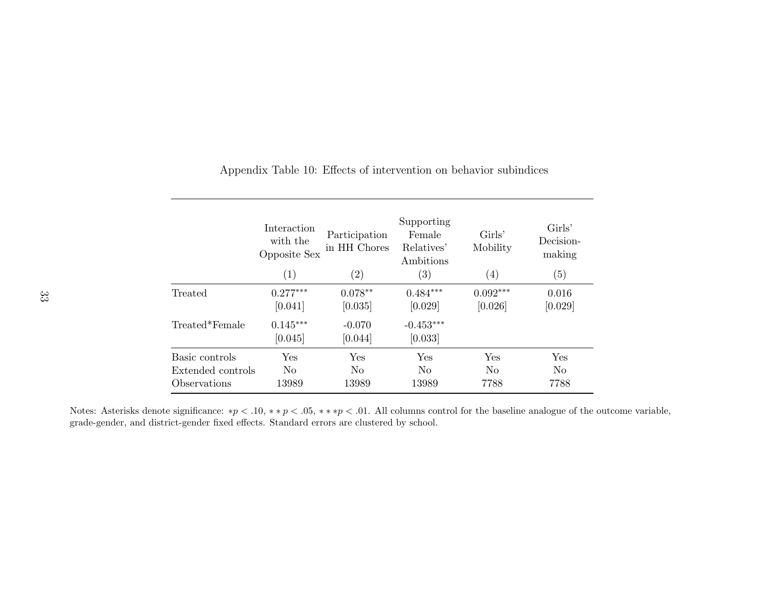Appendix Table 10: Effects of intervention on behavior subindices

| | Interaction with the Opposite Sex | Participation in HH Chores | Supporting Female Relatives' Ambitions | Girls' Mobility | Girls' Decision-making |
|---|---|---|---|---|---|
| | (1) | (2) | (3) | (4) | (5) |
| Treated | 0.277*** | 0.078** | 0.484*** | 0.092*** | 0.016 |
| | [0.041] | [0.035] | [0.029] | [0.026] | [0.029] |
| Treated*Female | 0.145*** | -0.070 | -0.453*** | | |
| | [0.045] | [0.044] | [0.033] | | |
| Basic controls | Yes | Yes | Yes | Yes | Yes |
| Extended controls | No | No | No | No | No |
| Observations | 13989 | 13989 | 13989 | 7788 | 7788 |

Notes: Asterisks denote significance: $*p < .10$, $**p < .05$, $***p < .01$. All columns control for the baseline analogue of the outcome variable, grade-gender, and district-gender fixed effects. Standard errors are clustered by school.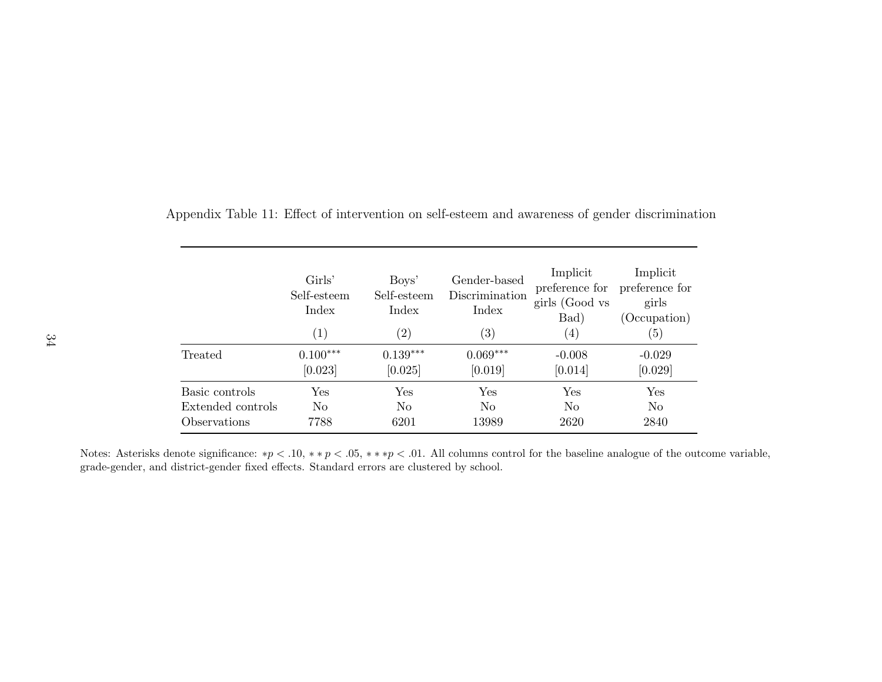Appendix Table 11: Effect of intervention on self-esteem and awareness of gender discrimination

| | Girls' Self-esteem Index | Boys' Self-esteem Index | Gender-based Discrimination Index | Implicit preference for girls (Good vs Bad) | Implicit preference for girls (Occupation) |
|---|---|---|---|---|---|
| | (1) | (2) | (3) | (4) | (5) |
| Treated | 0.100*** | 0.139*** | 0.069*** | -0.008 | -0.029 |
| | [0.023] | [0.025] | [0.019] | [0.014] | [0.029] |
| Basic controls | Yes | Yes | Yes | Yes | Yes |
| Extended controls | No | No | No | No | No |
| Observations | 7788 | 6201 | 13989 | 2620 | 2840 |

Notes: Asterisks denote significance: $*p < .10$, $**p < .05$, $***p < .01$. All columns control for the baseline analogue of the outcome variable, grade-gender, and district-gender fixed effects. Standard errors are clustered by school.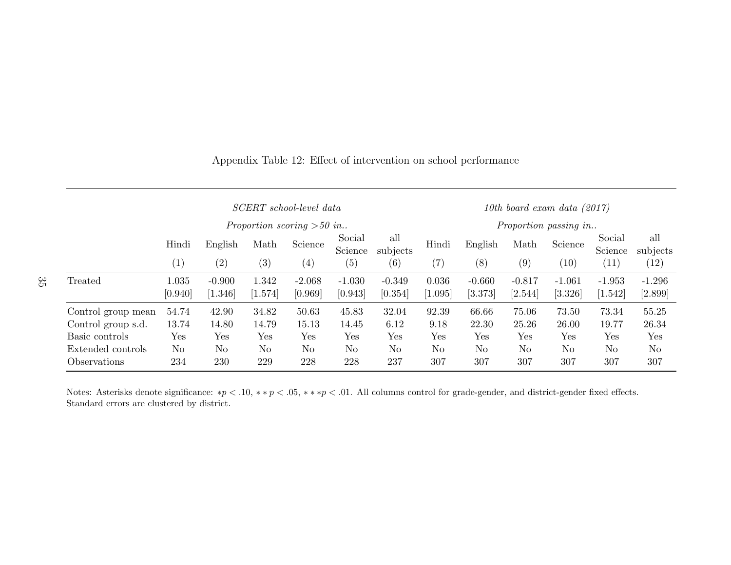Appendix Table 12: Effect of intervention on school performance

| | *SCERT school-level data* | | | | | | *10th board exam data (2017)* | | | | | |
|---|---|---|---|---|---|---|---|---|---|---|---|---|
| | *Proportion scoring >50 in..* | | | | | | *Proportion passing in..* | | | | | |
| | Hindi | English | Math | Science | Social Science | all subjects | Hindi | English | Math | Science | Social Science | all subjects |
| | (1) | (2) | (3) | (4) | (5) | (6) | (7) | (8) | (9) | (10) | (11) | (12) |
| Treated | 1.035 | -0.900 | 1.342 | -2.068 | -1.030 | -0.349 | 0.036 | -0.660 | -0.817 | -1.061 | -1.953 | -1.296 |
| | [0.940] | [1.346] | [1.574] | [0.969] | [0.943] | [0.354] | [1.095] | [3.373] | [2.544] | [3.326] | [1.542] | [2.899] |
| Control group mean | 54.74 | 42.90 | 34.82 | 50.63 | 45.83 | 32.04 | 92.39 | 66.66 | 75.06 | 73.50 | 73.34 | 55.25 |
| Control group s.d. | 13.74 | 14.80 | 14.79 | 15.13 | 14.45 | 6.12 | 9.18 | 22.30 | 25.26 | 26.00 | 19.77 | 26.34 |
| Basic controls | Yes | Yes | Yes | Yes | Yes | Yes | Yes | Yes | Yes | Yes | Yes | Yes |
| Extended controls | No | No | No | No | No | No | No | No | No | No | No | No |
| Observations | 234 | 230 | 229 | 228 | 228 | 237 | 307 | 307 | 307 | 307 | 307 | 307 |

Notes: Asterisks denote significance: $*p < .10$, $**p < .05$, $***p < .01$. All columns control for grade-gender, and district-gender fixed effects. Standard errors are clustered by district.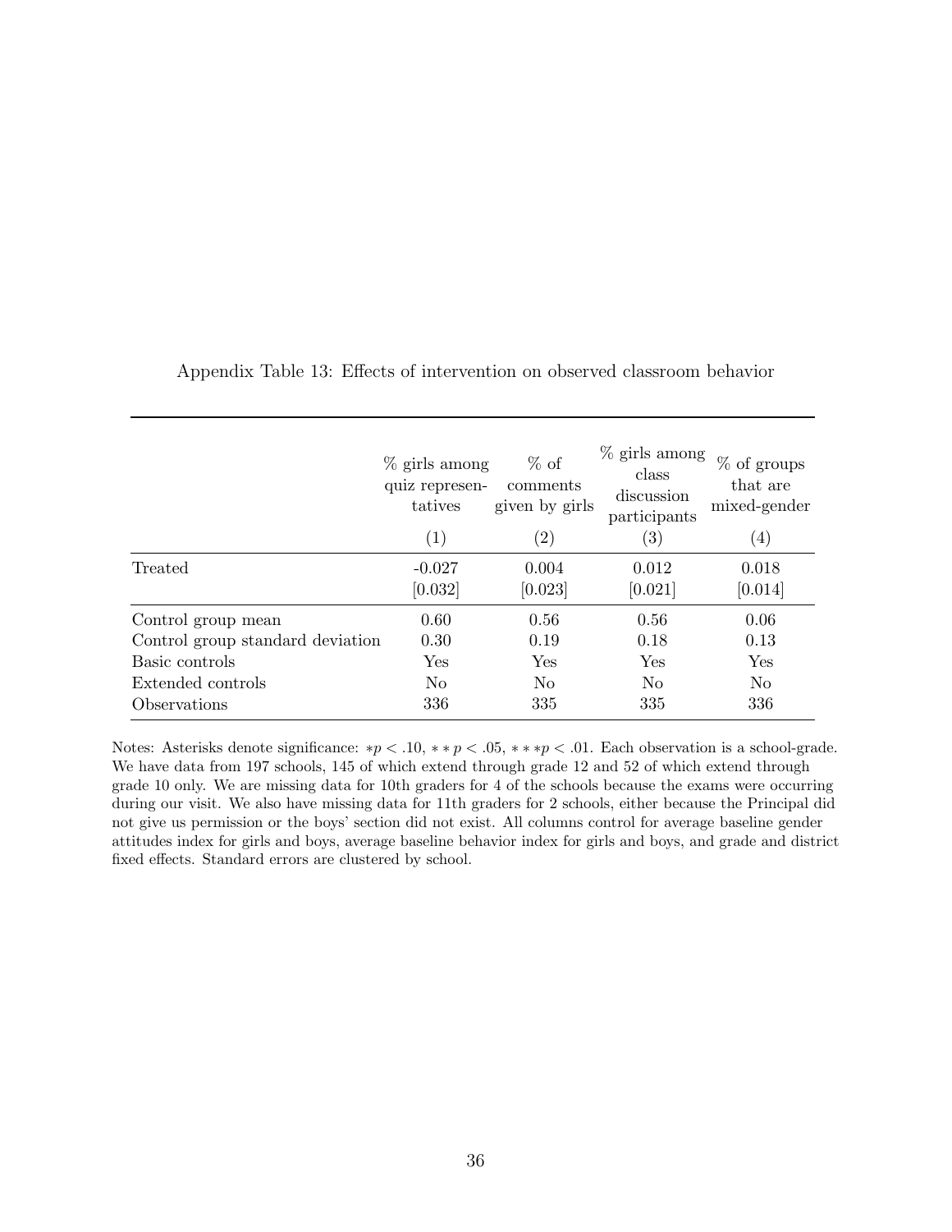Appendix Table 13: Effects of intervention on observed classroom behavior

| | % girls among quiz representatives | % of comments given by girls | % girls among class discussion participants | % of groups that are mixed-gender |
|---|---|---|---|---|
| | (1) | (2) | (3) | (4) |
| Treated | -0.027 | 0.004 | 0.012 | 0.018 |
| | [0.032] | [0.023] | [0.021] | [0.014] |
| Control group mean | 0.60 | 0.56 | 0.56 | 0.06 |
| Control group standard deviation | 0.30 | 0.19 | 0.18 | 0.13 |
| Basic controls | Yes | Yes | Yes | Yes |
| Extended controls | No | No | No | No |
| Observations | 336 | 335 | 335 | 336 |

Notes: Asterisks denote significance: $*p < .10$, $**p < .05$, $***p < .01$. Each observation is a school-grade. We have data from 197 schools, 145 of which extend through grade 12 and 52 of which extend through grade 10 only. We are missing data for 10th graders for 4 of the schools because the exams were occurring during our visit. We also have missing data for 11th graders for 2 schools, either because the Principal did not give us permission or the boys' section did not exist. All columns control for average baseline gender attitudes index for girls and boys, average baseline behavior index for girls and boys, and grade and district fixed effects. Standard errors are clustered by school.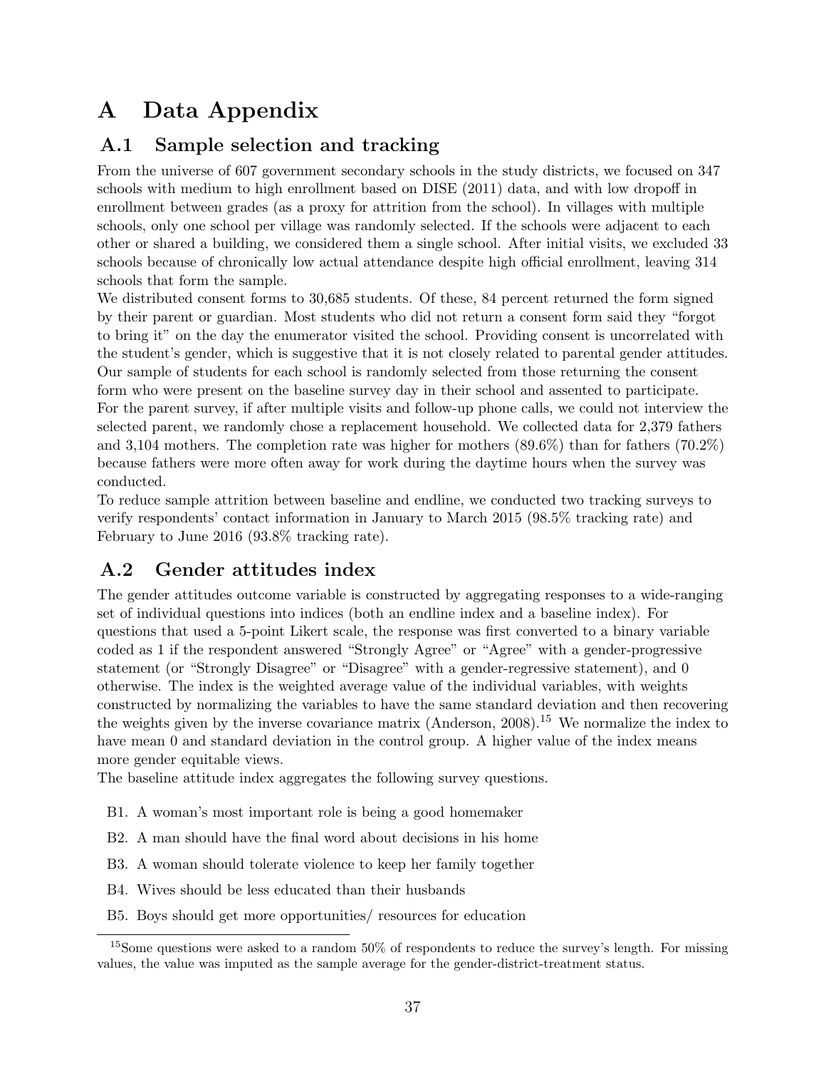# A Data Appendix

## A.1 Sample selection and tracking

From the universe of 607 government secondary schools in the study districts, we focused on 347 schools with medium to high enrollment based on DISE (2011) data, and with low dropoff in enrollment between grades (as a proxy for attrition from the school). In villages with multiple schools, only one school per village was randomly selected. If the schools were adjacent to each other or shared a building, we considered them a single school. After initial visits, we excluded 33 schools because of chronically low actual attendance despite high official enrollment, leaving 314 schools that form the sample.

We distributed consent forms to 30,685 students. Of these, 84 percent returned the form signed by their parent or guardian. Most students who did not return a consent form said they "forgot to bring it" on the day the enumerator visited the school. Providing consent is uncorrelated with the student's gender, which is suggestive that it is not closely related to parental gender attitudes. Our sample of students for each school is randomly selected from those returning the consent form who were present on the baseline survey day in their school and assented to participate. For the parent survey, if after multiple visits and follow-up phone calls, we could not interview the selected parent, we randomly chose a replacement household. We collected data for 2,379 fathers and 3,104 mothers. The completion rate was higher for mothers (89.6%) than for fathers (70.2%) because fathers were more often away for work during the daytime hours when the survey was conducted.

To reduce sample attrition between baseline and endline, we conducted two tracking surveys to verify respondents' contact information in January to March 2015 (98.5% tracking rate) and February to June 2016 (93.8% tracking rate).

## A.2 Gender attitudes index

The gender attitudes outcome variable is constructed by aggregating responses to a wide-ranging set of individual questions into indices (both an endline index and a baseline index). For questions that used a 5-point Likert scale, the response was first converted to a binary variable coded as 1 if the respondent answered "Strongly Agree" or "Agree" with a gender-progressive statement (or "Strongly Disagree" or "Disagree" with a gender-regressive statement), and 0 otherwise. The index is the weighted average value of the individual variables, with weights constructed by normalizing the variables to have the same standard deviation and then recovering the weights given by the inverse covariance matrix (Anderson, 2008).[15] We normalize the index to have mean 0 and standard deviation in the control group. A higher value of the index means more gender equitable views.

The baseline attitude index aggregates the following survey questions.

- B1. A woman's most important role is being a good homemaker
- B2. A man should have the final word about decisions in his home
- B3. A woman should tolerate violence to keep her family together
- B4. Wives should be less educated than their husbands
- B5. Boys should get more opportunities/ resources for education

[15] Some questions were asked to a random 50% of respondents to reduce the survey's length. For missing values, the value was imputed as the sample average for the gender-district-treatment status.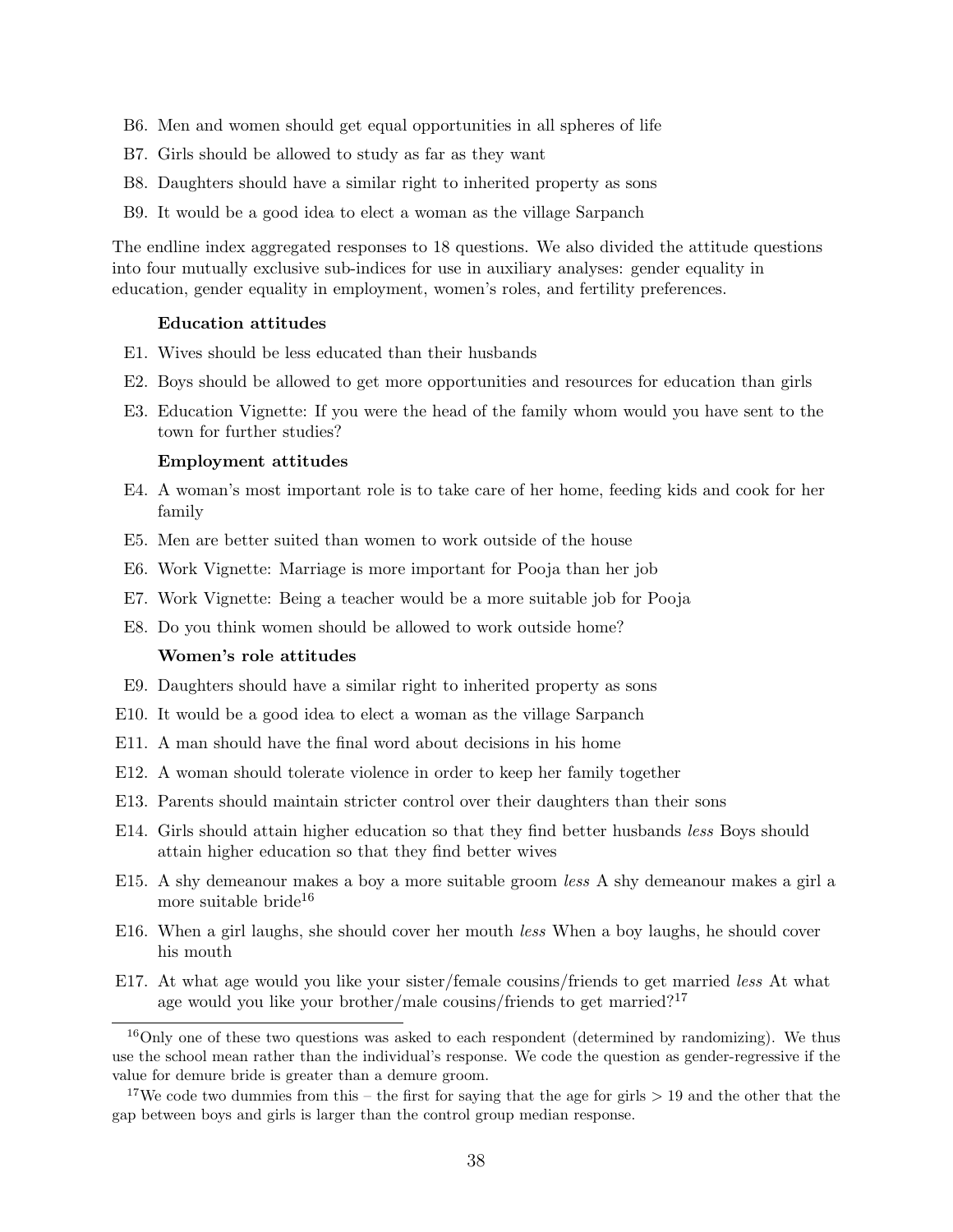B6. Men and women should get equal opportunities in all spheres of life

B7. Girls should be allowed to study as far as they want

B8. Daughters should have a similar right to inherited property as sons

B9. It would be a good idea to elect a woman as the village Sarpanch

The endline index aggregated responses to 18 questions. We also divided the attitude questions into four mutually exclusive sub-indices for use in auxiliary analyses: gender equality in education, gender equality in employment, women's roles, and fertility preferences.

**Education attitudes**

E1. Wives should be less educated than their husbands

E2. Boys should be allowed to get more opportunities and resources for education than girls

E3. Education Vignette: If you were the head of the family whom would you have sent to the town for further studies?

**Employment attitudes**

E4. A woman's most important role is to take care of her home, feeding kids and cook for her family

E5. Men are better suited than women to work outside of the house

E6. Work Vignette: Marriage is more important for Pooja than her job

E7. Work Vignette: Being a teacher would be a more suitable job for Pooja

E8. Do you think women should be allowed to work outside home?

**Women's role attitudes**

E9. Daughters should have a similar right to inherited property as sons

E10. It would be a good idea to elect a woman as the village Sarpanch

E11. A man should have the final word about decisions in his home

E12. A woman should tolerate violence in order to keep her family together

E13. Parents should maintain stricter control over their daughters than their sons

E14. Girls should attain higher education so that they find better husbands *less* Boys should attain higher education so that they find better wives

E15. A shy demeanour makes a boy a more suitable groom *less* A shy demeanour makes a girl a more suitable bride[16]

E16. When a girl laughs, she should cover her mouth *less* When a boy laughs, he should cover his mouth

E17. At what age would you like your sister/female cousins/friends to get married *less* At what age would you like your brother/male cousins/friends to get married?[17]

---

[16] Only one of these two questions was asked to each respondent (determined by randomizing). We thus use the school mean rather than the individual's response. We code the question as gender-regressive if the value for demure bride is greater than a demure groom.

[17] We code two dummies from this – the first for saying that the age for girls $> 19$ and the other that the gap between boys and girls is larger than the control group median response.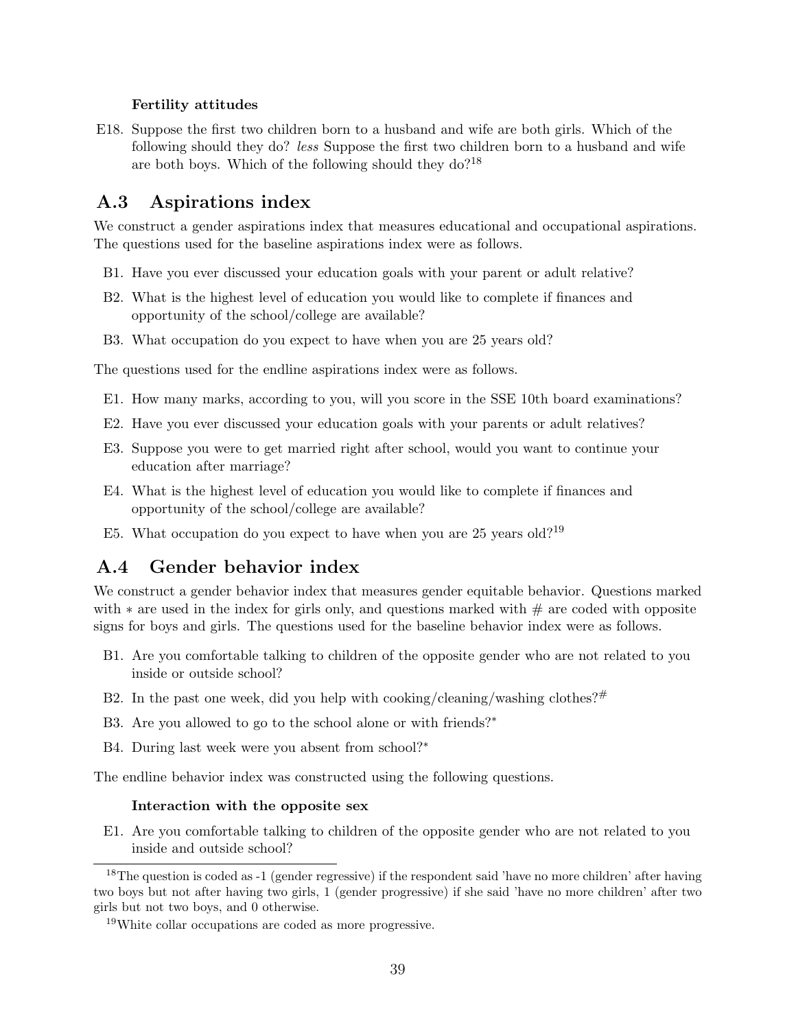**Fertility attitudes**

E18. Suppose the first two children born to a husband and wife are both girls. Which of the following should they do? *less* Suppose the first two children born to a husband and wife are both boys. Which of the following should they do?[18]

## A.3 Aspirations index

We construct a gender aspirations index that measures educational and occupational aspirations. The questions used for the baseline aspirations index were as follows.

B1. Have you ever discussed your education goals with your parent or adult relative?

B2. What is the highest level of education you would like to complete if finances and opportunity of the school/college are available?

B3. What occupation do you expect to have when you are 25 years old?

The questions used for the endline aspirations index were as follows.

E1. How many marks, according to you, will you score in the SSE 10th board examinations?

E2. Have you ever discussed your education goals with your parents or adult relatives?

E3. Suppose you were to get married right after school, would you want to continue your education after marriage?

E4. What is the highest level of education you would like to complete if finances and opportunity of the school/college are available?

E5. What occupation do you expect to have when you are 25 years old?[19]

## A.4 Gender behavior index

We construct a gender behavior index that measures gender equitable behavior. Questions marked with $*$ are used in the index for girls only, and questions marked with # are coded with opposite signs for boys and girls. The questions used for the baseline behavior index were as follows.

B1. Are you comfortable talking to children of the opposite gender who are not related to you inside or outside school?

B2. In the past one week, did you help with cooking/cleaning/washing clothes?[#]

B3. Are you allowed to go to the school alone or with friends?[*]

B4. During last week were you absent from school?[*]

The endline behavior index was constructed using the following questions.

**Interaction with the opposite sex**

E1. Are you comfortable talking to children of the opposite gender who are not related to you inside and outside school?

[18] The question is coded as -1 (gender regressive) if the respondent said 'have no more children' after having two boys but not after having two girls, 1 (gender progressive) if she said 'have no more children' after two girls but not two boys, and 0 otherwise.

[19] White collar occupations are coded as more progressive.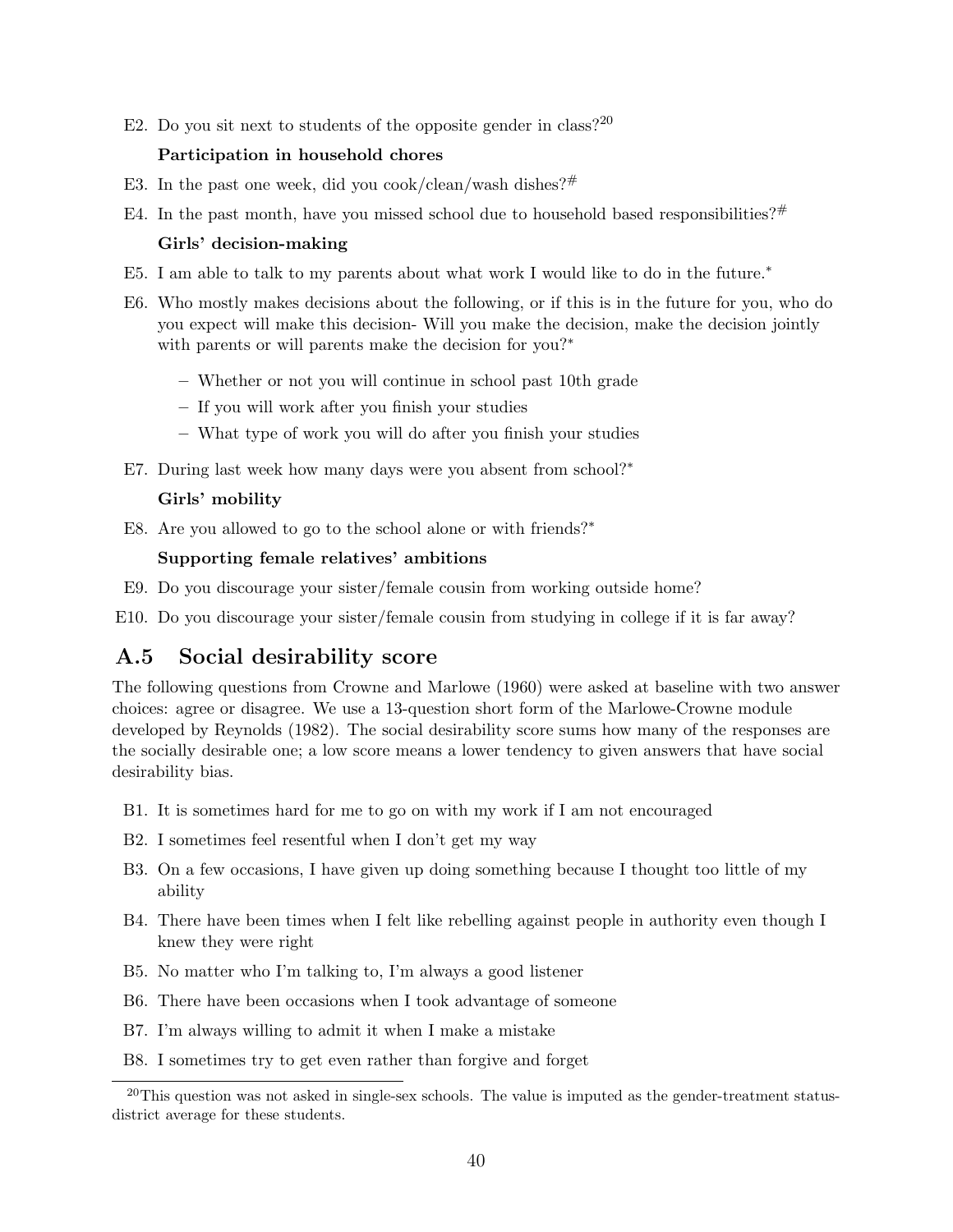E2. Do you sit next to students of the opposite gender in class?[20]

**Participation in household chores**

E3. In the past one week, did you cook/clean/wash dishes?#

E4. In the past month, have you missed school due to household based responsibilities?#

**Girls' decision-making**

E5. I am able to talk to my parents about what work I would like to do in the future.*

E6. Who mostly makes decisions about the following, or if this is in the future for you, who do you expect will make this decision- Will you make the decision, make the decision jointly with parents or will parents make the decision for you?*

- Whether or not you will continue in school past 10th grade
- If you will work after you finish your studies
- What type of work you will do after you finish your studies

E7. During last week how many days were you absent from school?*

**Girls' mobility**

E8. Are you allowed to go to the school alone or with friends?*

**Supporting female relatives' ambitions**

E9. Do you discourage your sister/female cousin from working outside home?

E10. Do you discourage your sister/female cousin from studying in college if it is far away?

## A.5 Social desirability score

The following questions from Crowne and Marlowe (1960) were asked at baseline with two answer choices: agree or disagree. We use a 13-question short form of the Marlowe-Crowne module developed by Reynolds (1982). The social desirability score sums how many of the responses are the socially desirable one; a low score means a lower tendency to given answers that have social desirability bias.

B1. It is sometimes hard for me to go on with my work if I am not encouraged

B2. I sometimes feel resentful when I don't get my way

B3. On a few occasions, I have given up doing something because I thought too little of my ability

B4. There have been times when I felt like rebelling against people in authority even though I knew they were right

B5. No matter who I'm talking to, I'm always a good listener

B6. There have been occasions when I took advantage of someone

B7. I'm always willing to admit it when I make a mistake

B8. I sometimes try to get even rather than forgive and forget

[20]This question was not asked in single-sex schools. The value is imputed as the gender-treatment status-district average for these students.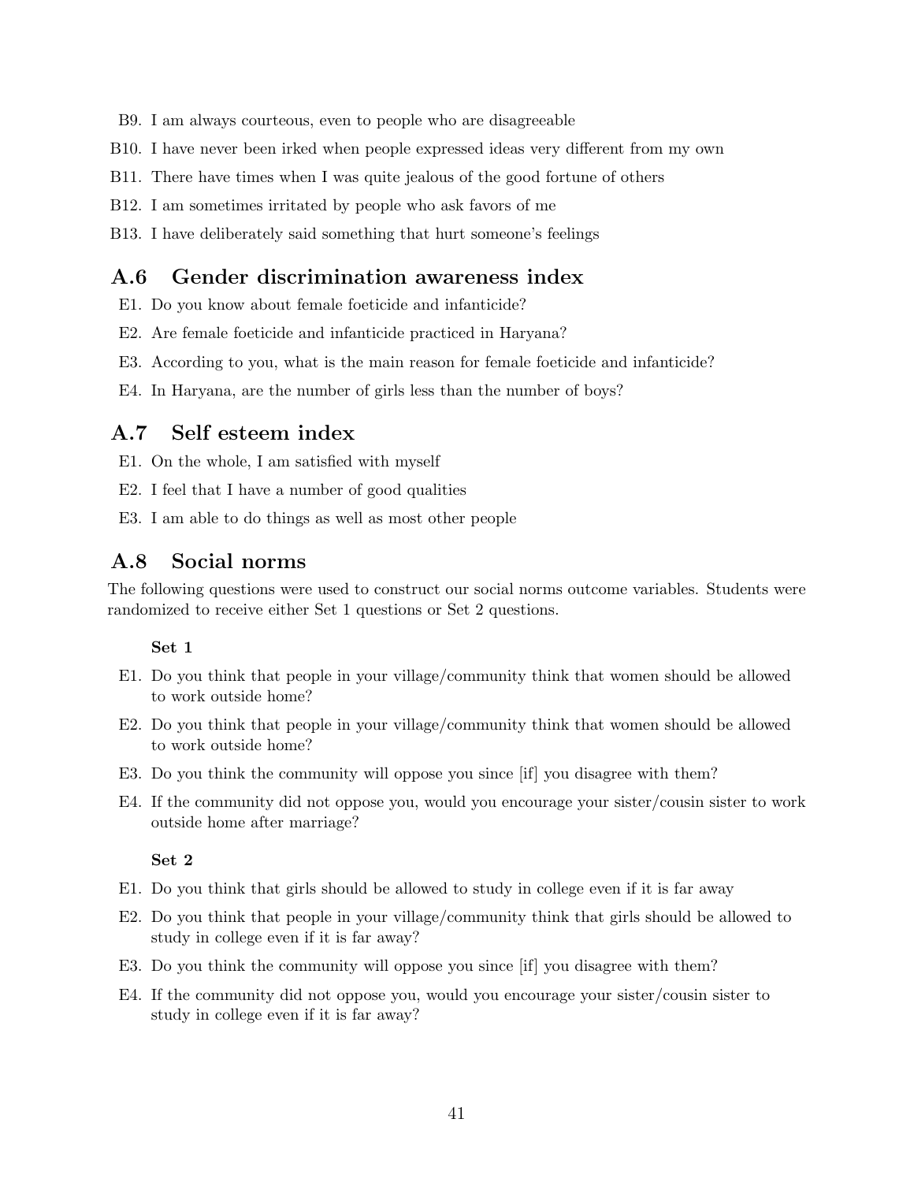B9. I am always courteous, even to people who are disagreeable

B10. I have never been irked when people expressed ideas very different from my own

B11. There have times when I was quite jealous of the good fortune of others

B12. I am sometimes irritated by people who ask favors of me

B13. I have deliberately said something that hurt someone's feelings

## A.6 Gender discrimination awareness index

E1. Do you know about female foeticide and infanticide?

E2. Are female foeticide and infanticide practiced in Haryana?

E3. According to you, what is the main reason for female foeticide and infanticide?

E4. In Haryana, are the number of girls less than the number of boys?

## A.7 Self esteem index

E1. On the whole, I am satisfied with myself

E2. I feel that I have a number of good qualities

E3. I am able to do things as well as most other people

## A.8 Social norms

The following questions were used to construct our social norms outcome variables. Students were randomized to receive either Set 1 questions or Set 2 questions.

**Set 1**

E1. Do you think that people in your village/community think that women should be allowed to work outside home?

E2. Do you think that people in your village/community think that women should be allowed to work outside home?

E3. Do you think the community will oppose you since [if] you disagree with them?

E4. If the community did not oppose you, would you encourage your sister/cousin sister to work outside home after marriage?

**Set 2**

E1. Do you think that girls should be allowed to study in college even if it is far away

E2. Do you think that people in your village/community think that girls should be allowed to study in college even if it is far away?

E3. Do you think the community will oppose you since [if] you disagree with them?

E4. If the community did not oppose you, would you encourage your sister/cousin sister to study in college even if it is far away?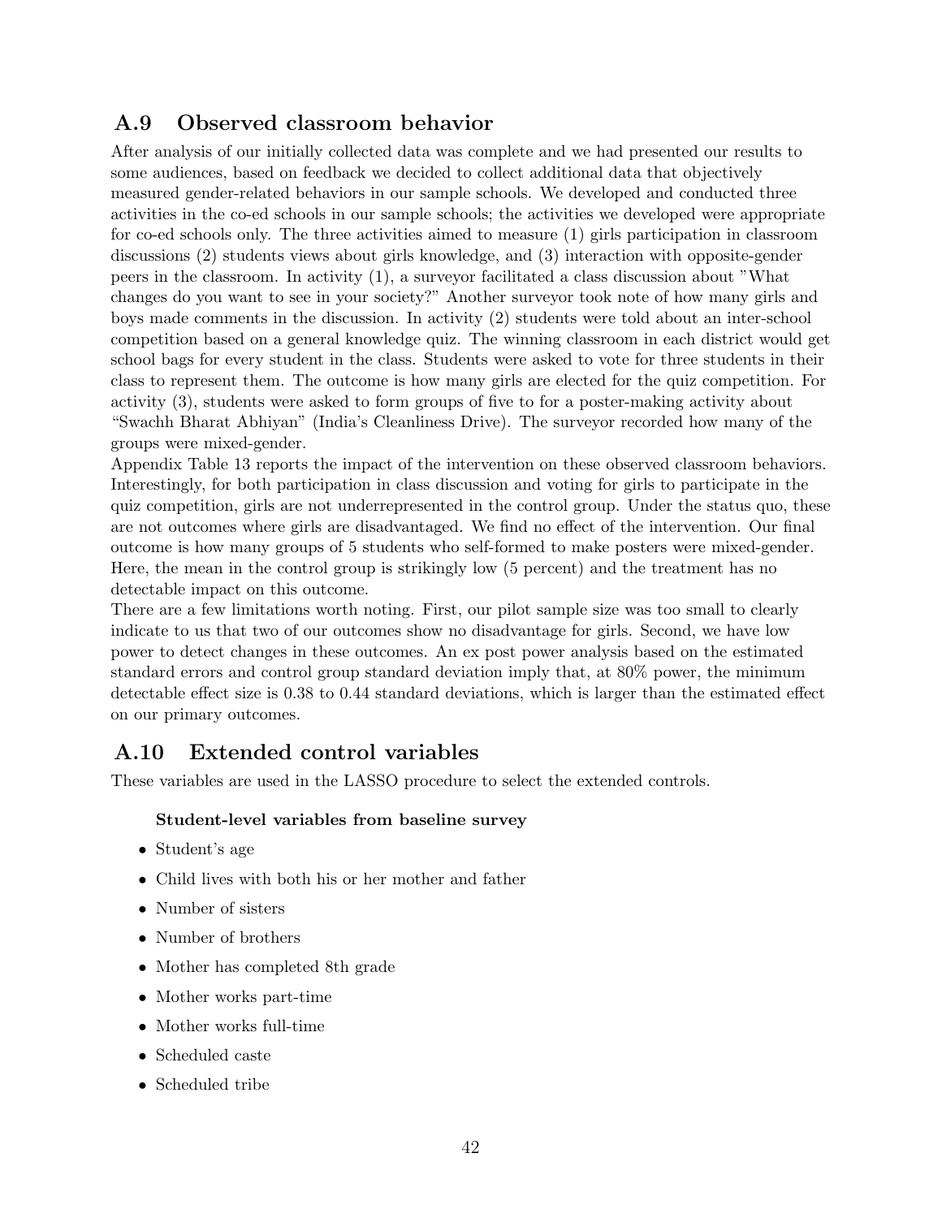## A.9 Observed classroom behavior

After analysis of our initially collected data was complete and we had presented our results to some audiences, based on feedback we decided to collect additional data that objectively measured gender-related behaviors in our sample schools. We developed and conducted three activities in the co-ed schools in our sample schools; the activities we developed were appropriate for co-ed schools only. The three activities aimed to measure (1) girls participation in classroom discussions (2) students views about girls knowledge, and (3) interaction with opposite-gender peers in the classroom. In activity (1), a surveyor facilitated a class discussion about "What changes do you want to see in your society?" Another surveyor took note of how many girls and boys made comments in the discussion. In activity (2) students were told about an inter-school competition based on a general knowledge quiz. The winning classroom in each district would get school bags for every student in the class. Students were asked to vote for three students in their class to represent them. The outcome is how many girls are elected for the quiz competition. For activity (3), students were asked to form groups of five to for a poster-making activity about "Swachh Bharat Abhiyan" (India's Cleanliness Drive). The surveyor recorded how many of the groups were mixed-gender.

Appendix Table 13 reports the impact of the intervention on these observed classroom behaviors. Interestingly, for both participation in class discussion and voting for girls to participate in the quiz competition, girls are not underrepresented in the control group. Under the status quo, these are not outcomes where girls are disadvantaged. We find no effect of the intervention. Our final outcome is how many groups of 5 students who self-formed to make posters were mixed-gender. Here, the mean in the control group is strikingly low (5 percent) and the treatment has no detectable impact on this outcome.

There are a few limitations worth noting. First, our pilot sample size was too small to clearly indicate to us that two of our outcomes show no disadvantage for girls. Second, we have low power to detect changes in these outcomes. An ex post power analysis based on the estimated standard errors and control group standard deviation imply that, at 80% power, the minimum detectable effect size is 0.38 to 0.44 standard deviations, which is larger than the estimated effect on our primary outcomes.

## A.10 Extended control variables

These variables are used in the LASSO procedure to select the extended controls.

**Student-level variables from baseline survey**

- Student's age
- Child lives with both his or her mother and father
- Number of sisters
- Number of brothers
- Mother has completed 8th grade
- Mother works part-time
- Mother works full-time
- Scheduled caste
- Scheduled tribe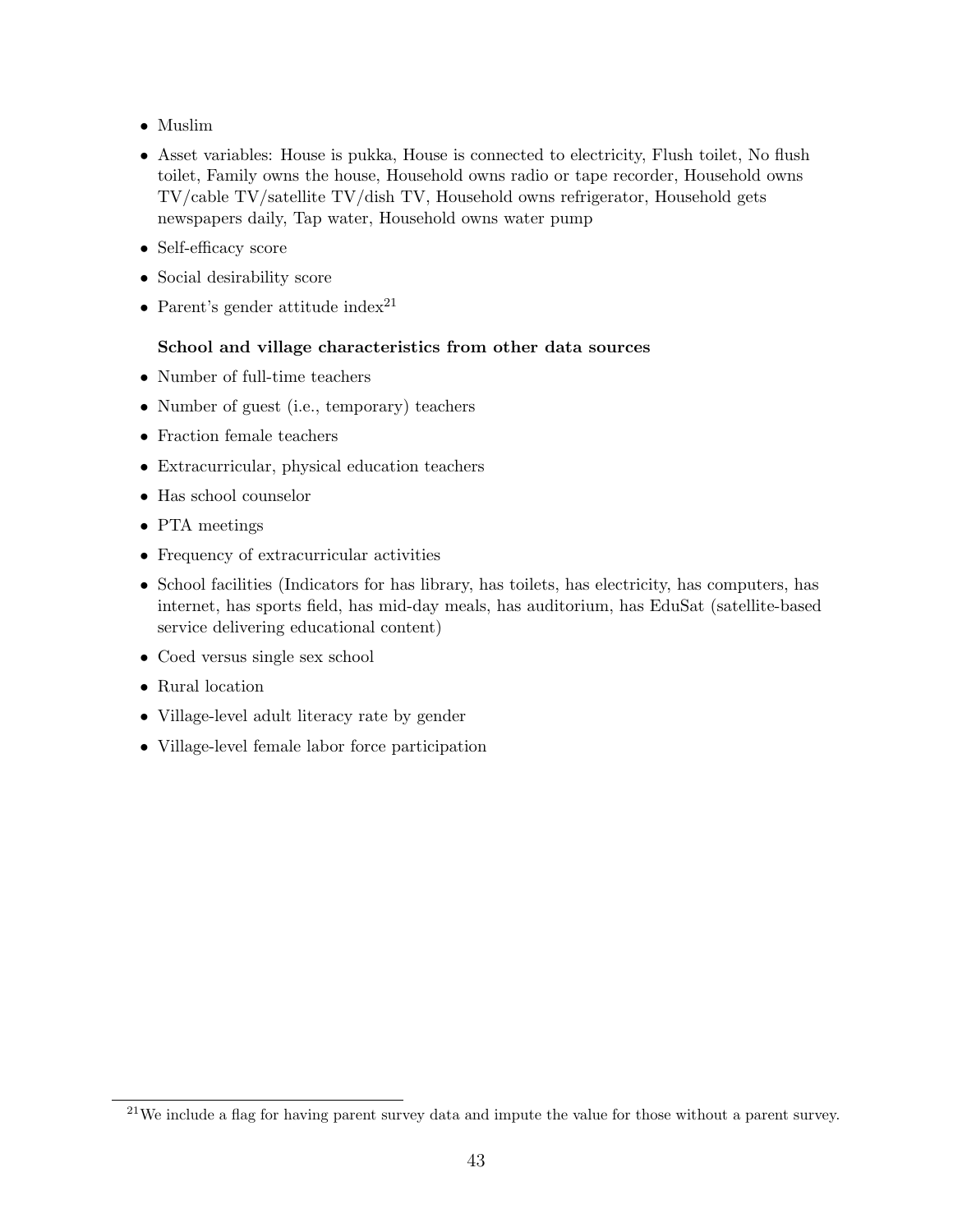- Muslim
- Asset variables: House is pukka, House is connected to electricity, Flush toilet, No flush toilet, Family owns the house, Household owns radio or tape recorder, Household owns TV/cable TV/satellite TV/dish TV, Household owns refrigerator, Household gets newspapers daily, Tap water, Household owns water pump
- Self-efficacy score
- Social desirability score
- Parent's gender attitude index[21]

**School and village characteristics from other data sources**

- Number of full-time teachers
- Number of guest (i.e., temporary) teachers
- Fraction female teachers
- Extracurricular, physical education teachers
- Has school counselor
- PTA meetings
- Frequency of extracurricular activities
- School facilities (Indicators for has library, has toilets, has electricity, has computers, has internet, has sports field, has mid-day meals, has auditorium, has EduSat (satellite-based service delivering educational content)
- Coed versus single sex school
- Rural location
- Village-level adult literacy rate by gender
- Village-level female labor force participation

[21] We include a flag for having parent survey data and impute the value for those without a parent survey.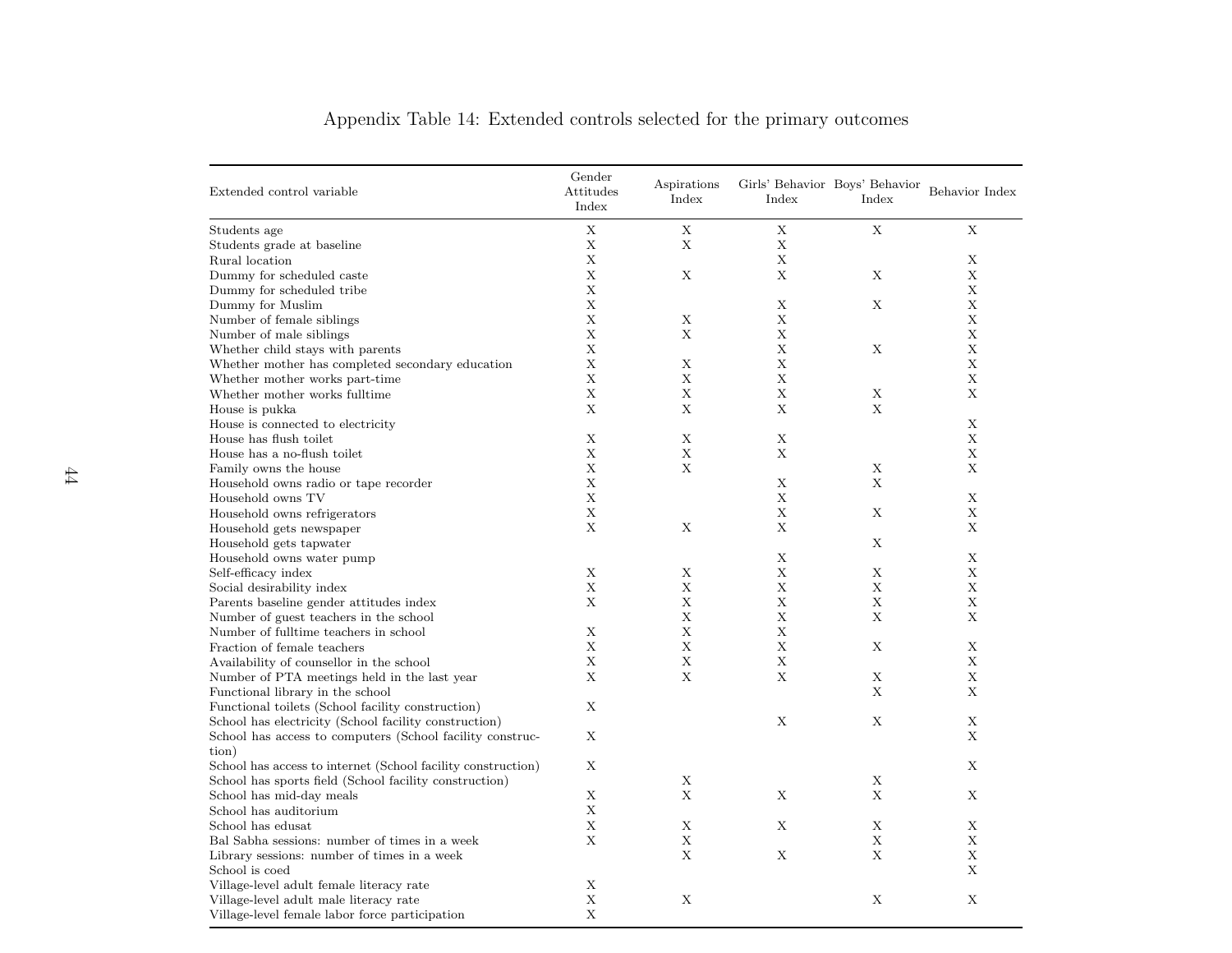# Appendix Table 14: Extended controls selected for the primary outcomes

| Extended control variable | Gender Attitudes Index | Aspirations Index | Girls' Behavior Index | Boys' Behavior Index | Behavior Index |
|---|---|---|---|---|---|
| Students age | X | X | X | X | X |
| Students grade at baseline | X | X | X | | |
| Rural location | X | | X | | X |
| Dummy for scheduled caste | X | X | X | X | X |
| Dummy for scheduled tribe | X | | | | X |
| Dummy for Muslim | X | | X | X | X |
| Number of female siblings | X | X | X | | X |
| Number of male siblings | X | X | X | | X |
| Whether child stays with parents | X | | X | X | X |
| Whether mother has completed secondary education | X | X | X | | X |
| Whether mother works part-time | X | X | X | | X |
| Whether mother works fulltime | X | X | X | X | X |
| House is pukka | X | X | X | X | |
| House is connected to electricity | | | | | X |
| House has flush toilet | X | X | X | | X |
| House has a no-flush toilet | X | X | X | | X |
| Family owns the house | X | X | | X | X |
| Household owns radio or tape recorder | X | | X | X | |
| Household owns TV | X | | X | | X |
| Household owns refrigerators | X | | X | X | X |
| Household gets newspaper | X | X | X | | X |
| Household gets tapwater | | | | X | |
| Household owns water pump | | | X | | X |
| Self-efficacy index | X | X | X | X | X |
| Social desirability index | X | X | X | X | X |
| Parents baseline gender attitudes index | X | X | X | X | X |
| Number of guest teachers in the school | | X | X | X | X |
| Number of fulltime teachers in school | X | X | X | | |
| Fraction of female teachers | X | X | X | X | X |
| Availability of counsellor in the school | X | X | X | | X |
| Number of PTA meetings held in the last year | X | X | X | X | X |
| Functional library in the school | | | | X | X |
| Functional toilets (School facility construction) | X | | | | |
| School has electricity (School facility construction) | | | X | X | X |
| School has access to computers (School facility construction) | X | | | | X |
| School has access to internet (School facility construction) | X | | | | X |
| School has sports field (School facility construction) | | X | | X | |
| School has mid-day meals | X | X | X | X | X |
| School has auditorium | X | | | | |
| School has edusat | X | X | X | X | X |
| Bal Sabha sessions: number of times in a week | X | X | | X | X |
| Library sessions: number of times in a week | | X | X | X | X |
| School is coed | | | | | X |
| Village-level adult female literacy rate | X | | | | |
| Village-level adult male literacy rate | X | X | | X | X |
| Village-level female labor force participation | X | | | | |